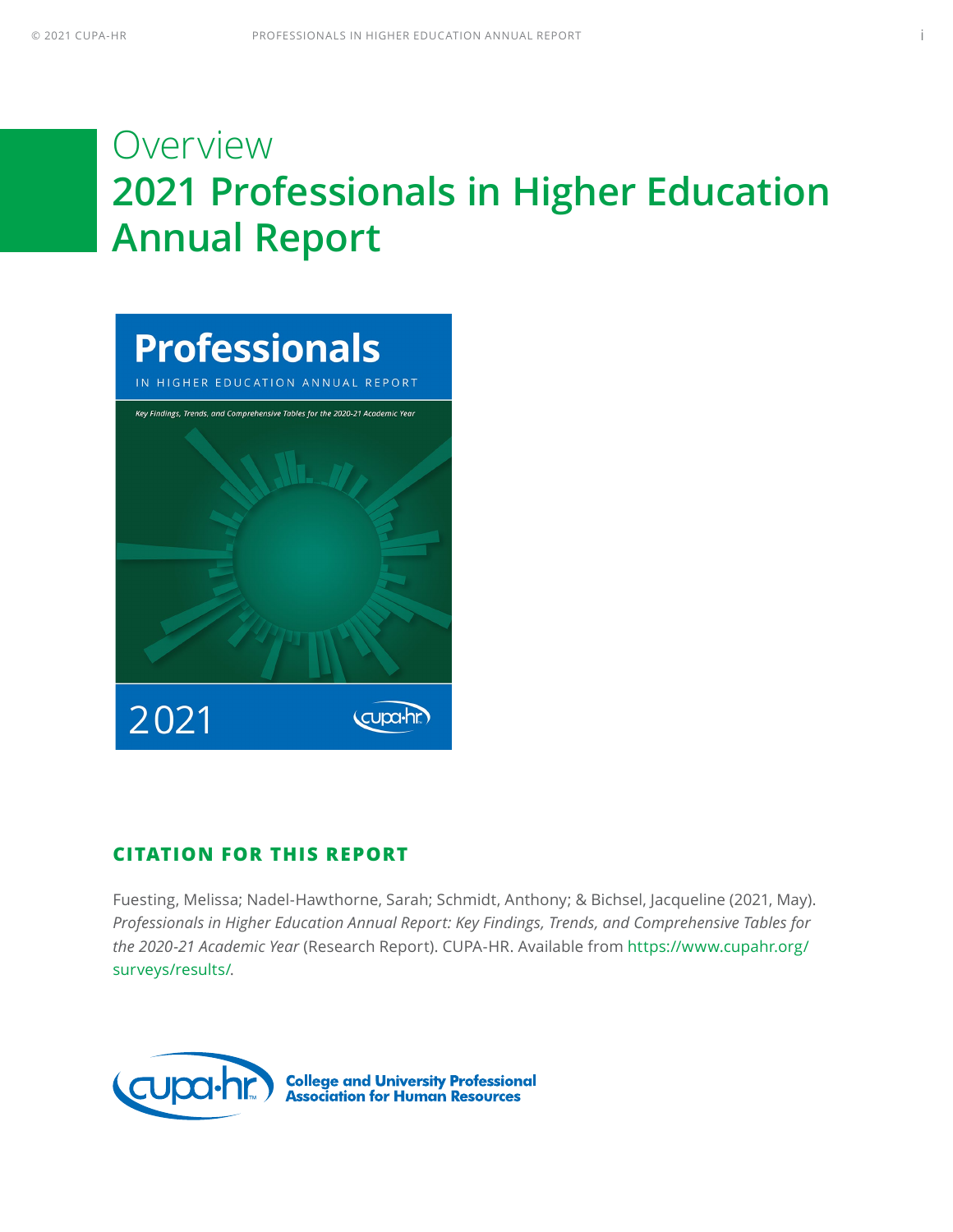# Overview
# 2021 Professionals in Higher Education Annual Report

## CITATION FOR THIS REPORT

Fuesting, Melissa; Nadel-Hawthorne, Sarah; Schmidt, Anthony; & Bichsel, Jacqueline (2021, May). *Professionals in Higher Education Annual Report: Key Findings, Trends, and Comprehensive Tables for the 2020-21 Academic Year* (Research Report). CUPA-HR. Available from https://www.cupahr.org/surveys/results/.

College and University Professional Association for Human Resources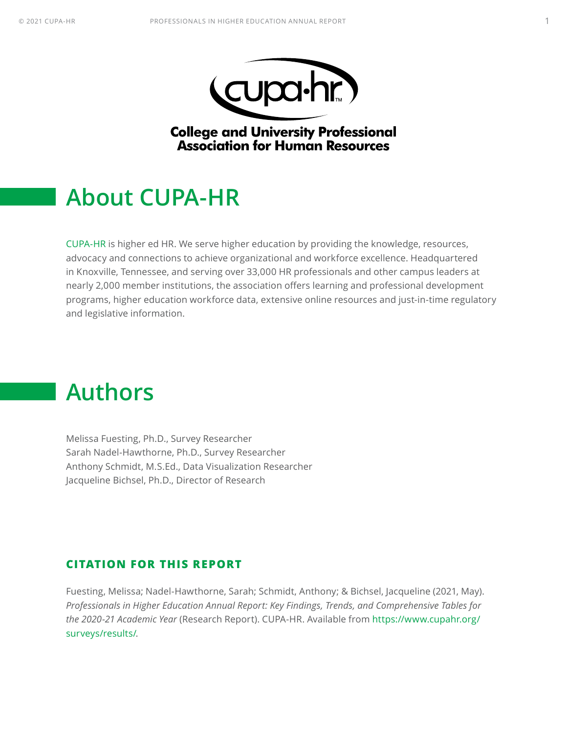College and University Professional Association for Human Resources

## About CUPA-HR

CUPA-HR is higher ed HR. We serve higher education by providing the knowledge, resources, advocacy and connections to achieve organizational and workforce excellence. Headquartered in Knoxville, Tennessee, and serving over 33,000 HR professionals and other campus leaders at nearly 2,000 member institutions, the association offers learning and professional development programs, higher education workforce data, extensive online resources and just-in-time regulatory and legislative information.

## Authors

Melissa Fuesting, Ph.D., Survey Researcher  
Sarah Nadel-Hawthorne, Ph.D., Survey Researcher  
Anthony Schmidt, M.S.Ed., Data Visualization Researcher  
Jacqueline Bichsel, Ph.D., Director of Research

### CITATION FOR THIS REPORT

Fuesting, Melissa; Nadel-Hawthorne, Sarah; Schmidt, Anthony; & Bichsel, Jacqueline (2021, May). *Professionals in Higher Education Annual Report: Key Findings, Trends, and Comprehensive Tables for the 2020-21 Academic Year* (Research Report). CUPA-HR. Available from https://www.cupahr.org/surveys/results/.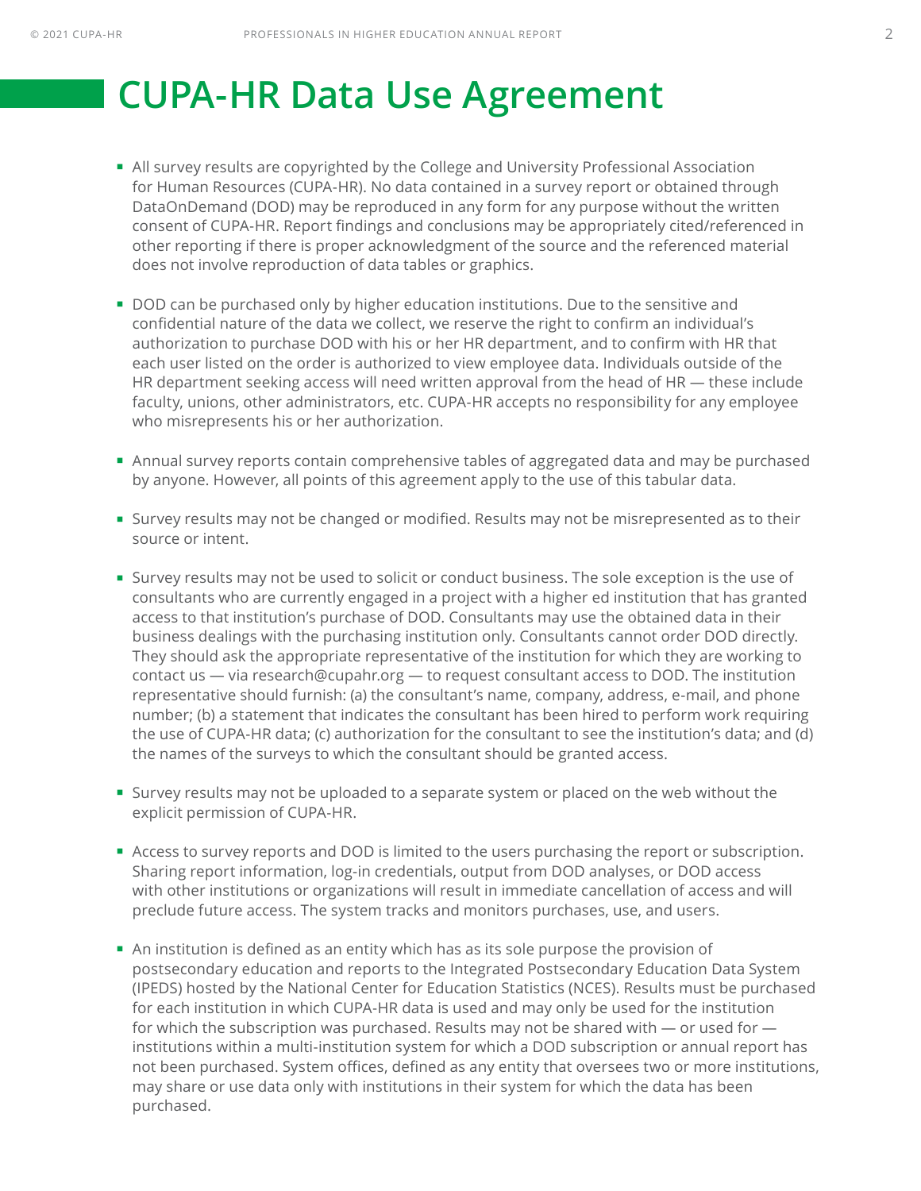# CUPA-HR Data Use Agreement

- All survey results are copyrighted by the College and University Professional Association for Human Resources (CUPA-HR). No data contained in a survey report or obtained through DataOnDemand (DOD) may be reproduced in any form for any purpose without the written consent of CUPA-HR. Report findings and conclusions may be appropriately cited/referenced in other reporting if there is proper acknowledgment of the source and the referenced material does not involve reproduction of data tables or graphics.

- DOD can be purchased only by higher education institutions. Due to the sensitive and confidential nature of the data we collect, we reserve the right to confirm an individual's authorization to purchase DOD with his or her HR department, and to confirm with HR that each user listed on the order is authorized to view employee data. Individuals outside of the HR department seeking access will need written approval from the head of HR — these include faculty, unions, other administrators, etc. CUPA-HR accepts no responsibility for any employee who misrepresents his or her authorization.

- Annual survey reports contain comprehensive tables of aggregated data and may be purchased by anyone. However, all points of this agreement apply to the use of this tabular data.

- Survey results may not be changed or modified. Results may not be misrepresented as to their source or intent.

- Survey results may not be used to solicit or conduct business. The sole exception is the use of consultants who are currently engaged in a project with a higher ed institution that has granted access to that institution's purchase of DOD. Consultants may use the obtained data in their business dealings with the purchasing institution only. Consultants cannot order DOD directly. They should ask the appropriate representative of the institution for which they are working to contact us — via research@cupahr.org — to request consultant access to DOD. The institution representative should furnish: (a) the consultant's name, company, address, e-mail, and phone number; (b) a statement that indicates the consultant has been hired to perform work requiring the use of CUPA-HR data; (c) authorization for the consultant to see the institution's data; and (d) the names of the surveys to which the consultant should be granted access.

- Survey results may not be uploaded to a separate system or placed on the web without the explicit permission of CUPA-HR.

- Access to survey reports and DOD is limited to the users purchasing the report or subscription. Sharing report information, log-in credentials, output from DOD analyses, or DOD access with other institutions or organizations will result in immediate cancellation of access and will preclude future access. The system tracks and monitors purchases, use, and users.

- An institution is defined as an entity which has as its sole purpose the provision of postsecondary education and reports to the Integrated Postsecondary Education Data System (IPEDS) hosted by the National Center for Education Statistics (NCES). Results must be purchased for each institution in which CUPA-HR data is used and may only be used for the institution for which the subscription was purchased. Results may not be shared with — or used for — institutions within a multi-institution system for which a DOD subscription or annual report has not been purchased. System offices, defined as any entity that oversees two or more institutions, may share or use data only with institutions in their system for which the data has been purchased.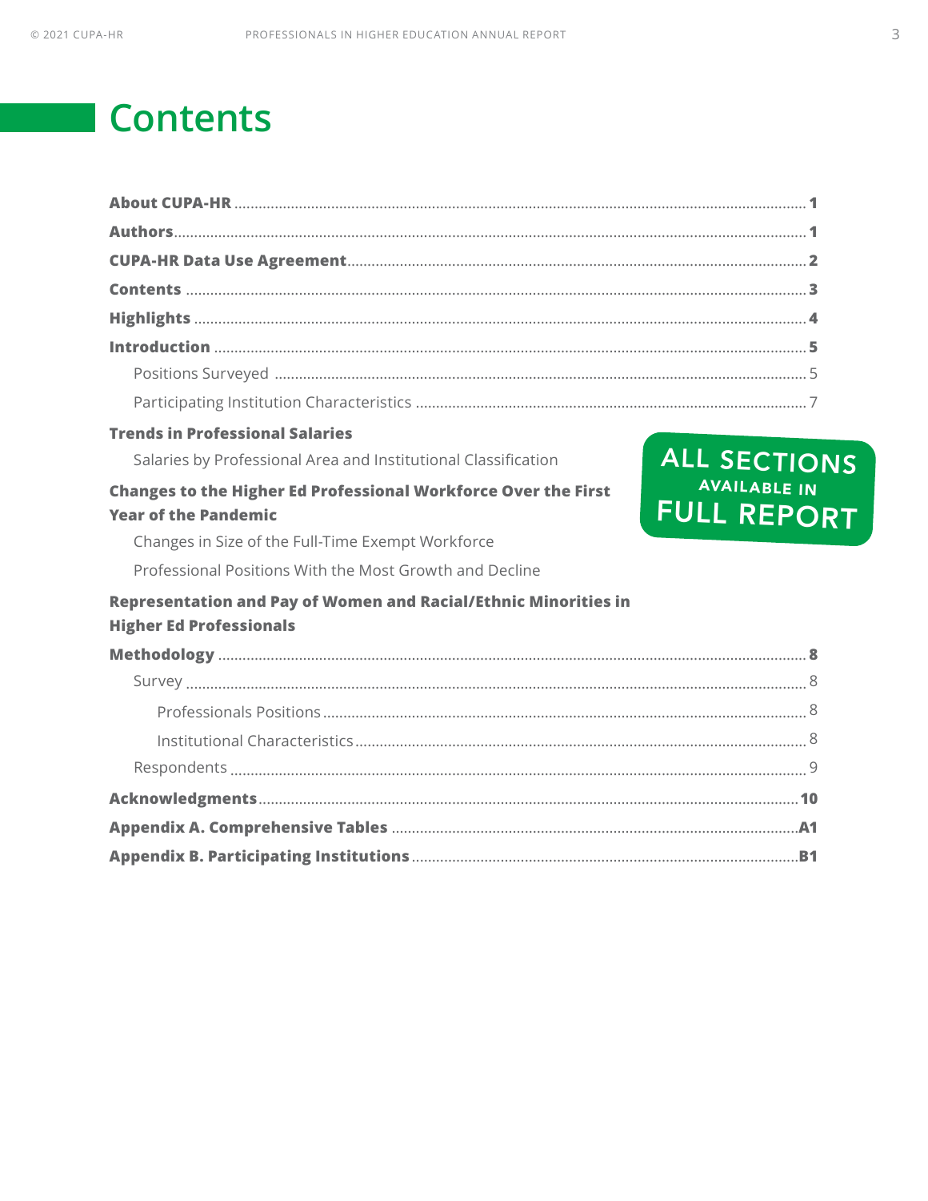# Contents

**About CUPA-HR** ........ **1**

**Authors** ........ **1**

**CUPA-HR Data Use Agreement** ........ **2**

**Contents** ........ **3**

**Highlights** ........ **4**

**Introduction** ........ **5**

- Positions Surveyed ........ 5
- Participating Institution Characteristics ........ 7

**Trends in Professional Salaries**

- Salaries by Professional Area and Institutional Classification

**Changes to the Higher Ed Professional Workforce Over the First Year of the Pandemic**

- Changes in Size of the Full-Time Exempt Workforce
- Professional Positions With the Most Growth and Decline

**Representation and Pay of Women and Racial/Ethnic Minorities in Higher Ed Professionals**

ALL SECTIONS AVAILABLE IN FULL REPORT

**Methodology** ........ **8**

- Survey ........ 8
  - Professionals Positions ........ 8
  - Institutional Characteristics ........ 8
- Respondents ........ 9

**Acknowledgments** ........ **10**

**Appendix A. Comprehensive Tables** ........ **A1**

**Appendix B. Participating Institutions** ........ **B1**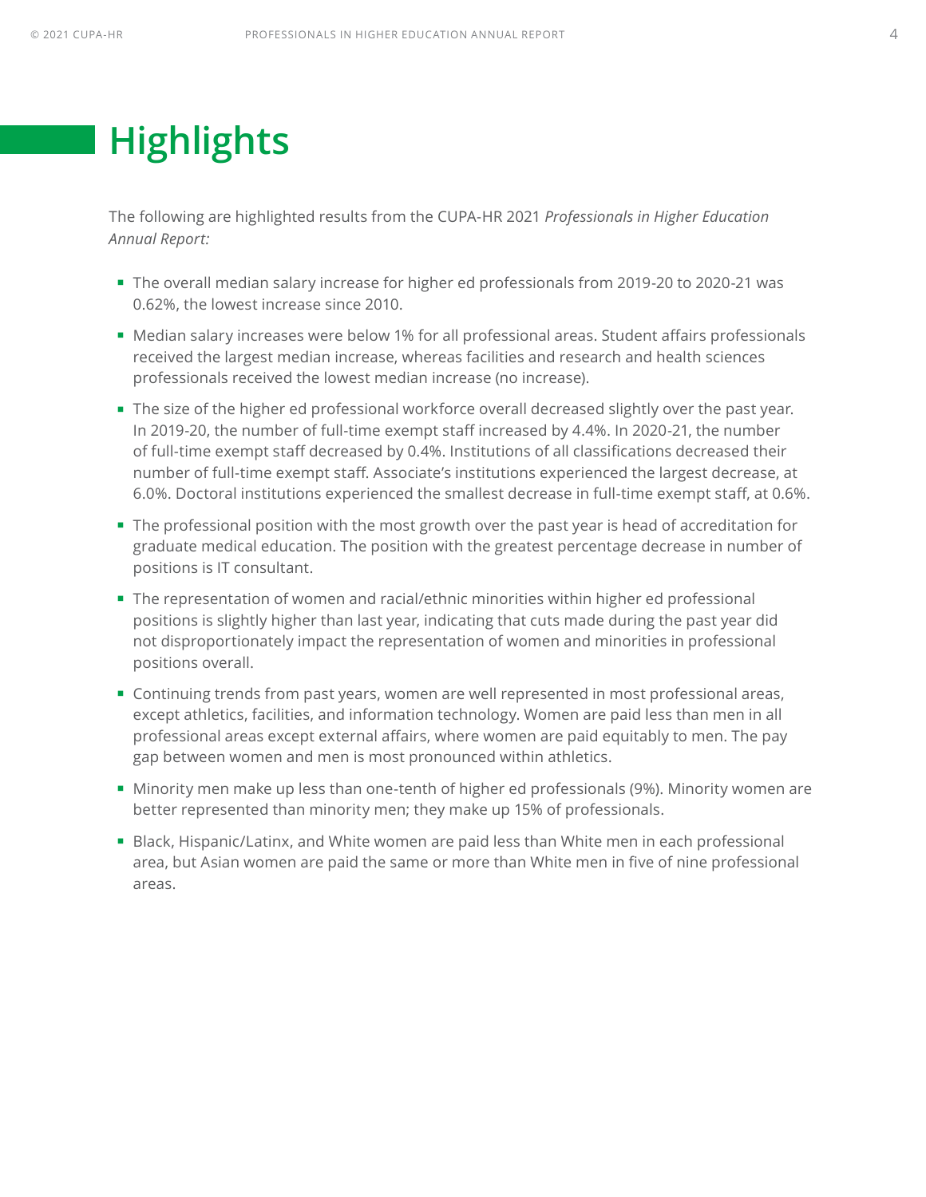# Highlights

The following are highlighted results from the CUPA-HR 2021 *Professionals in Higher Education Annual Report:*

- The overall median salary increase for higher ed professionals from 2019-20 to 2020-21 was 0.62%, the lowest increase since 2010.
- Median salary increases were below 1% for all professional areas. Student affairs professionals received the largest median increase, whereas facilities and research and health sciences professionals received the lowest median increase (no increase).
- The size of the higher ed professional workforce overall decreased slightly over the past year. In 2019-20, the number of full-time exempt staff increased by 4.4%. In 2020-21, the number of full-time exempt staff decreased by 0.4%. Institutions of all classifications decreased their number of full-time exempt staff. Associate's institutions experienced the largest decrease, at 6.0%. Doctoral institutions experienced the smallest decrease in full-time exempt staff, at 0.6%.
- The professional position with the most growth over the past year is head of accreditation for graduate medical education. The position with the greatest percentage decrease in number of positions is IT consultant.
- The representation of women and racial/ethnic minorities within higher ed professional positions is slightly higher than last year, indicating that cuts made during the past year did not disproportionately impact the representation of women and minorities in professional positions overall.
- Continuing trends from past years, women are well represented in most professional areas, except athletics, facilities, and information technology. Women are paid less than men in all professional areas except external affairs, where women are paid equitably to men. The pay gap between women and men is most pronounced within athletics.
- Minority men make up less than one-tenth of higher ed professionals (9%). Minority women are better represented than minority men; they make up 15% of professionals.
- Black, Hispanic/Latinx, and White women are paid less than White men in each professional area, but Asian women are paid the same or more than White men in five of nine professional areas.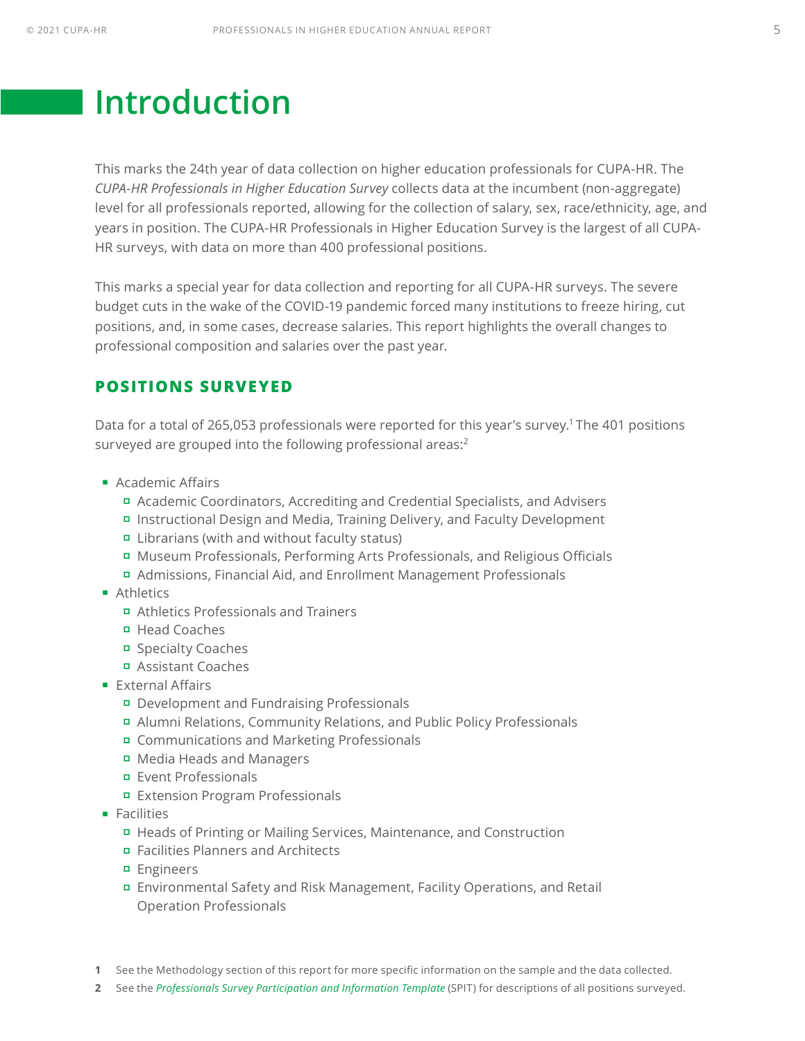# Introduction

This marks the 24th year of data collection on higher education professionals for CUPA-HR. The *CUPA-HR Professionals in Higher Education Survey* collects data at the incumbent (non-aggregate) level for all professionals reported, allowing for the collection of salary, sex, race/ethnicity, age, and years in position. The CUPA-HR Professionals in Higher Education Survey is the largest of all CUPA-HR surveys, with data on more than 400 professional positions.

This marks a special year for data collection and reporting for all CUPA-HR surveys. The severe budget cuts in the wake of the COVID-19 pandemic forced many institutions to freeze hiring, cut positions, and, in some cases, decrease salaries. This report highlights the overall changes to professional composition and salaries over the past year.

## POSITIONS SURVEYED

Data for a total of 265,053 professionals were reported for this year's survey.[1] The 401 positions surveyed are grouped into the following professional areas:[2]

- Academic Affairs
  - Academic Coordinators, Accrediting and Credential Specialists, and Advisers
  - Instructional Design and Media, Training Delivery, and Faculty Development
  - Librarians (with and without faculty status)
  - Museum Professionals, Performing Arts Professionals, and Religious Officials
  - Admissions, Financial Aid, and Enrollment Management Professionals
- Athletics
  - Athletics Professionals and Trainers
  - Head Coaches
  - Specialty Coaches
  - Assistant Coaches
- External Affairs
  - Development and Fundraising Professionals
  - Alumni Relations, Community Relations, and Public Policy Professionals
  - Communications and Marketing Professionals
  - Media Heads and Managers
  - Event Professionals
  - Extension Program Professionals
- Facilities
  - Heads of Printing or Mailing Services, Maintenance, and Construction
  - Facilities Planners and Architects
  - Engineers
  - Environmental Safety and Risk Management, Facility Operations, and Retail Operation Professionals

1 See the Methodology section of this report for more specific information on the sample and the data collected.

2 See the *Professionals Survey Participation and Information Template* (SPIT) for descriptions of all positions surveyed.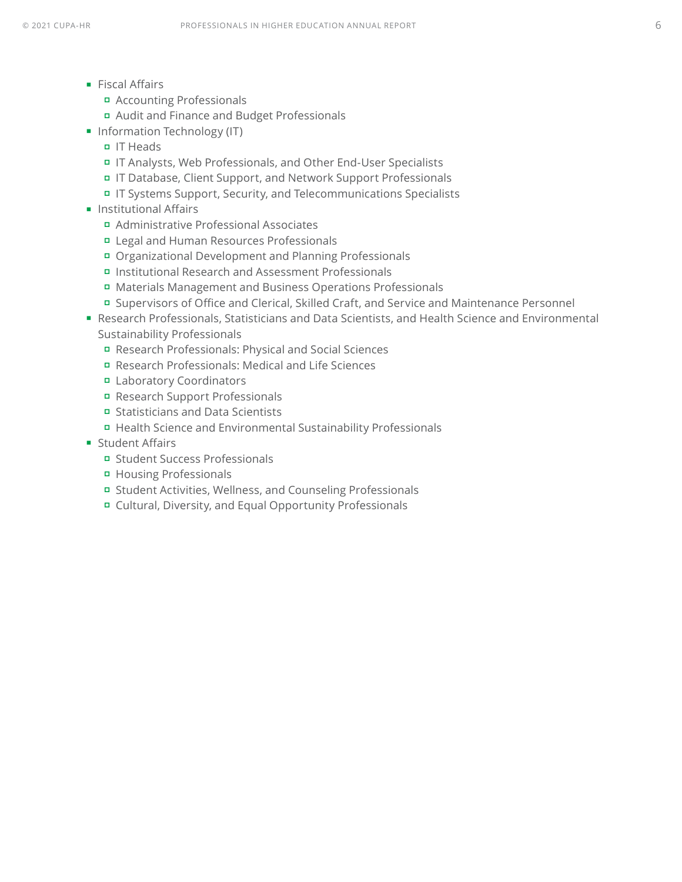- Fiscal Affairs
    - Accounting Professionals
    - Audit and Finance and Budget Professionals
- Information Technology (IT)
    - IT Heads
    - IT Analysts, Web Professionals, and Other End-User Specialists
    - IT Database, Client Support, and Network Support Professionals
    - IT Systems Support, Security, and Telecommunications Specialists
- Institutional Affairs
    - Administrative Professional Associates
    - Legal and Human Resources Professionals
    - Organizational Development and Planning Professionals
    - Institutional Research and Assessment Professionals
    - Materials Management and Business Operations Professionals
    - Supervisors of Office and Clerical, Skilled Craft, and Service and Maintenance Personnel
- Research Professionals, Statisticians and Data Scientists, and Health Science and Environmental Sustainability Professionals
    - Research Professionals: Physical and Social Sciences
    - Research Professionals: Medical and Life Sciences
    - Laboratory Coordinators
    - Research Support Professionals
    - Statisticians and Data Scientists
    - Health Science and Environmental Sustainability Professionals
- Student Affairs
    - Student Success Professionals
    - Housing Professionals
    - Student Activities, Wellness, and Counseling Professionals
    - Cultural, Diversity, and Equal Opportunity Professionals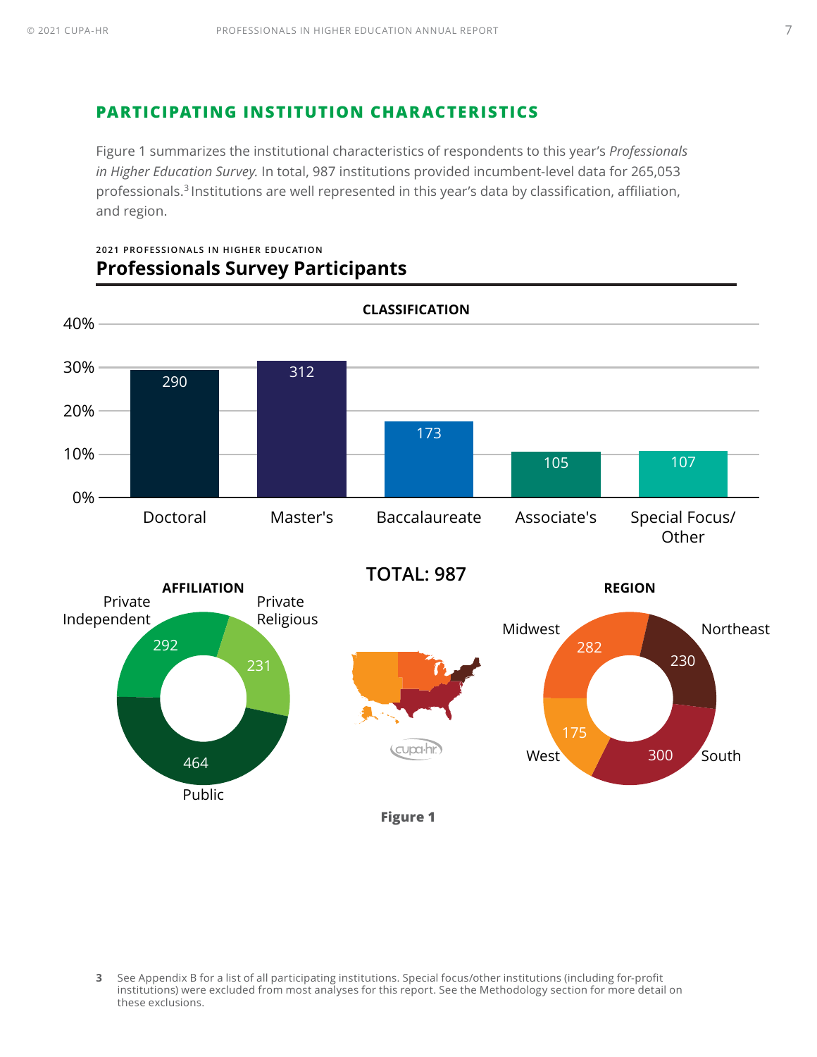## PARTICIPATING INSTITUTION CHARACTERISTICS

Figure 1 summarizes the institutional characteristics of respondents to this year's *Professionals in Higher Education Survey.* In total, 987 institutions provided incumbent-level data for 265,053 professionals.[3] Institutions are well represented in this year's data by classification, affiliation, and region.

2021 PROFESSIONALS IN HIGHER EDUCATION

### Professionals Survey Participants

**CLASSIFICATION**

| Classification | Institutions |
|---|---|
| Doctoral | 290 |
| Master's | 312 |
| Baccalaureate | 173 |
| Associate's | 105 |
| Special Focus/ Other | 107 |

**TOTAL: 987**

**AFFILIATION**

| Affiliation | Institutions |
|---|---|
| Private Independent | 292 |
| Private Religious | 231 |
| Public | 464 |

**REGION**

| Region | Institutions |
|---|---|
| Midwest | 282 |
| Northeast | 230 |
| South | 300 |
| West | 175 |

**Figure 1**

3 See Appendix B for a list of all participating institutions. Special focus/other institutions (including for-profit institutions) were excluded from most analyses for this report. See the Methodology section for more detail on these exclusions.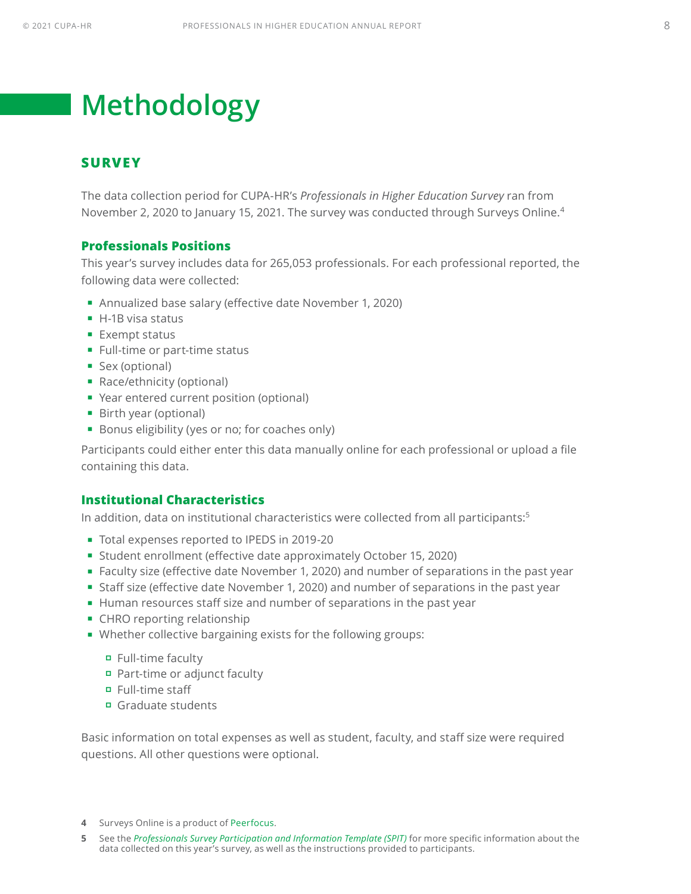# Methodology

## SURVEY

The data collection period for CUPA-HR's *Professionals in Higher Education Survey* ran from November 2, 2020 to January 15, 2021. The survey was conducted through Surveys Online.[4]

### Professionals Positions

This year's survey includes data for 265,053 professionals. For each professional reported, the following data were collected:

- Annualized base salary (effective date November 1, 2020)
- H-1B visa status
- Exempt status
- Full-time or part-time status
- Sex (optional)
- Race/ethnicity (optional)
- Year entered current position (optional)
- Birth year (optional)
- Bonus eligibility (yes or no; for coaches only)

Participants could either enter this data manually online for each professional or upload a file containing this data.

### Institutional Characteristics

In addition, data on institutional characteristics were collected from all participants:[5]

- Total expenses reported to IPEDS in 2019-20
- Student enrollment (effective date approximately October 15, 2020)
- Faculty size (effective date November 1, 2020) and number of separations in the past year
- Staff size (effective date November 1, 2020) and number of separations in the past year
- Human resources staff size and number of separations in the past year
- CHRO reporting relationship
- Whether collective bargaining exists for the following groups:
  - Full-time faculty
  - Part-time or adjunct faculty
  - Full-time staff
  - Graduate students

Basic information on total expenses as well as student, faculty, and staff size were required questions. All other questions were optional.

---

**4** Surveys Online is a product of Peerfocus.

**5** See the *Professionals Survey Participation and Information Template (SPIT)* for more specific information about the data collected on this year's survey, as well as the instructions provided to participants.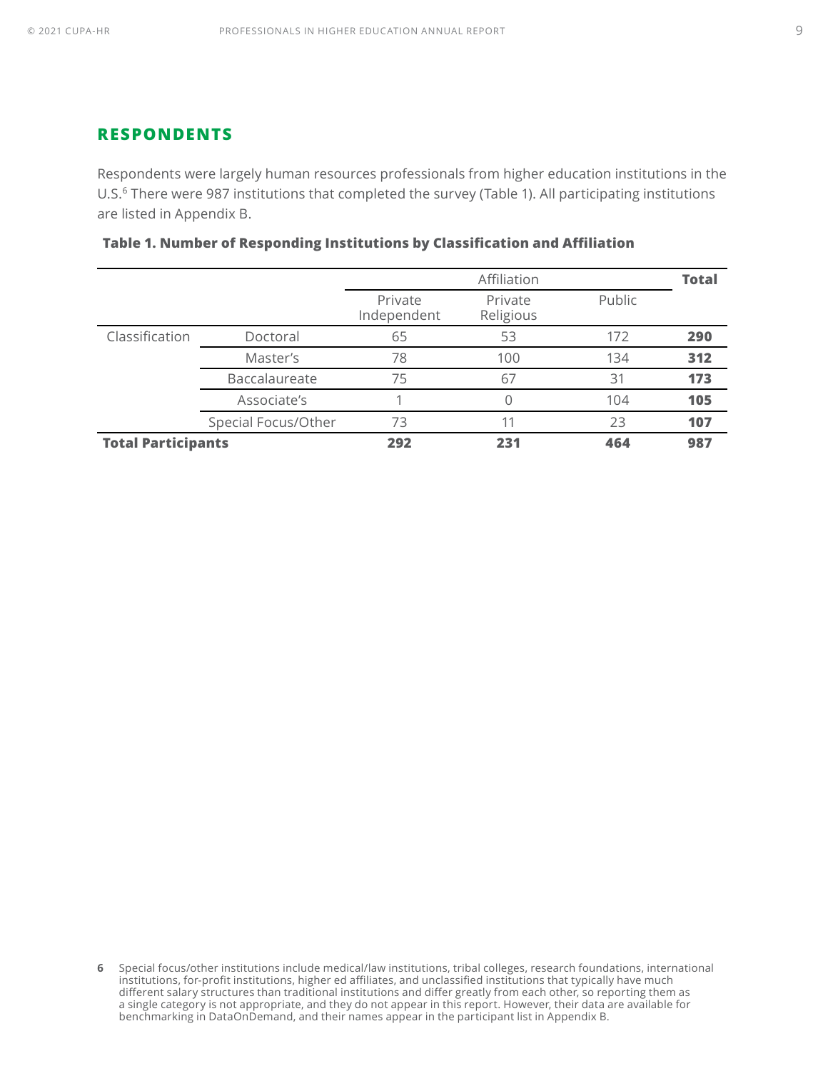## RESPONDENTS

Respondents were largely human resources professionals from higher education institutions in the U.S.[6] There were 987 institutions that completed the survey (Table 1). All participating institutions are listed in Appendix B.

**Table 1. Number of Responding Institutions by Classification and Affiliation**

| | | Affiliation | | | **Total** |
|---|---|---|---|---|---|
| | | Private Independent | Private Religious | Public | |
| Classification | Doctoral | 65 | 53 | 172 | **290** |
| | Master's | 78 | 100 | 134 | **312** |
| | Baccalaureate | 75 | 67 | 31 | **173** |
| | Associate's | 1 | 0 | 104 | **105** |
| | Special Focus/Other | 73 | 11 | 23 | **107** |
| **Total Participants** | | **292** | **231** | **464** | **987** |

6 Special focus/other institutions include medical/law institutions, tribal colleges, research foundations, international institutions, for-profit institutions, higher ed affiliates, and unclassified institutions that typically have much different salary structures than traditional institutions and differ greatly from each other, so reporting them as a single category is not appropriate, and they do not appear in this report. However, their data are available for benchmarking in DataOnDemand, and their names appear in the participant list in Appendix B.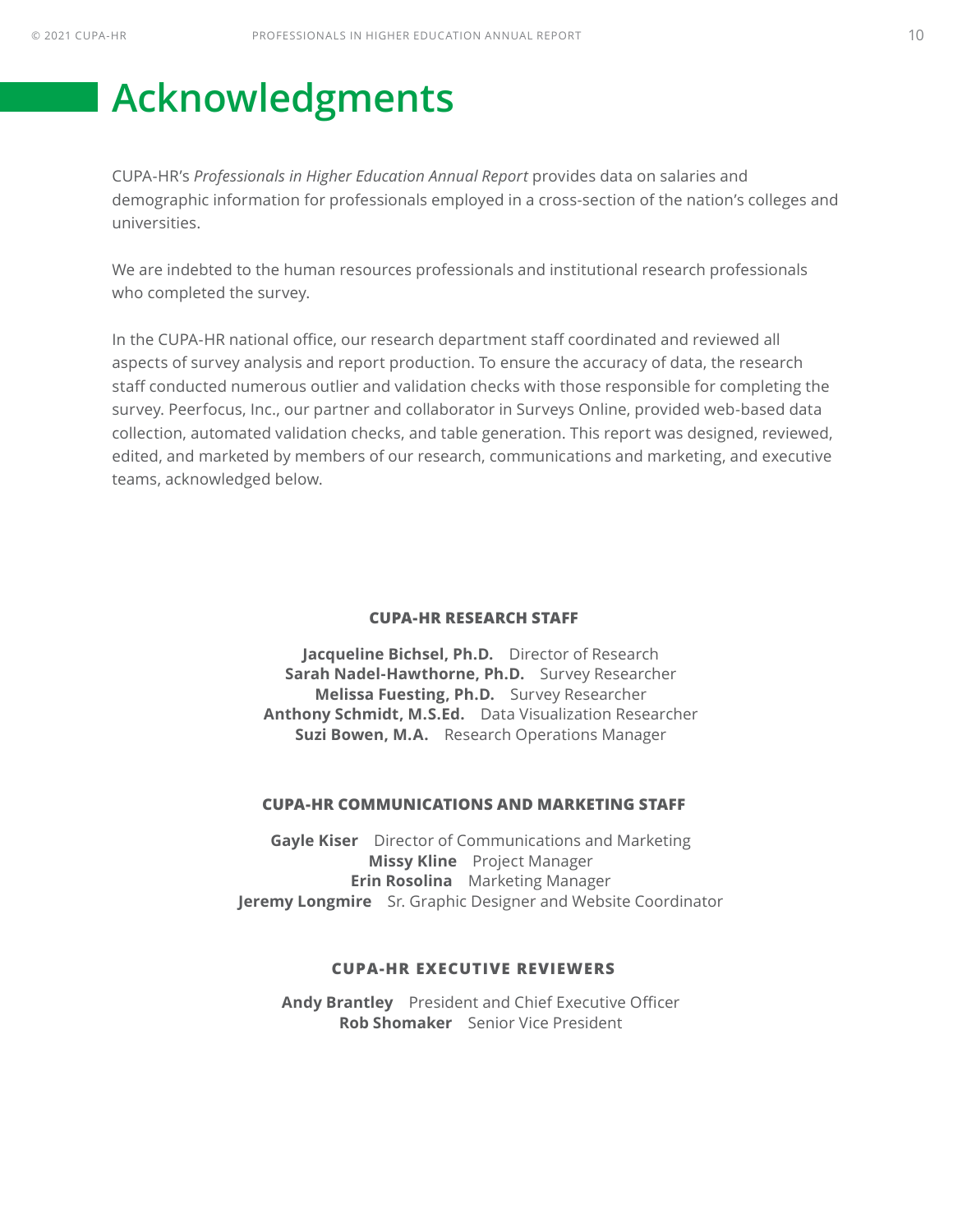# Acknowledgments

CUPA-HR's *Professionals in Higher Education Annual Report* provides data on salaries and demographic information for professionals employed in a cross-section of the nation's colleges and universities.

We are indebted to the human resources professionals and institutional research professionals who completed the survey.

In the CUPA-HR national office, our research department staff coordinated and reviewed all aspects of survey analysis and report production. To ensure the accuracy of data, the research staff conducted numerous outlier and validation checks with those responsible for completing the survey. Peerfocus, Inc., our partner and collaborator in Surveys Online, provided web-based data collection, automated validation checks, and table generation. This report was designed, reviewed, edited, and marketed by members of our research, communications and marketing, and executive teams, acknowledged below.

### CUPA-HR RESEARCH STAFF

**Jacqueline Bichsel, Ph.D.** Director of Research
**Sarah Nadel-Hawthorne, Ph.D.** Survey Researcher
**Melissa Fuesting, Ph.D.** Survey Researcher
**Anthony Schmidt, M.S.Ed.** Data Visualization Researcher
**Suzi Bowen, M.A.** Research Operations Manager

### CUPA-HR COMMUNICATIONS AND MARKETING STAFF

**Gayle Kiser** Director of Communications and Marketing
**Missy Kline** Project Manager
**Erin Rosolina** Marketing Manager
**Jeremy Longmire** Sr. Graphic Designer and Website Coordinator

### CUPA-HR EXECUTIVE REVIEWERS

**Andy Brantley** President and Chief Executive Officer
**Rob Shomaker** Senior Vice President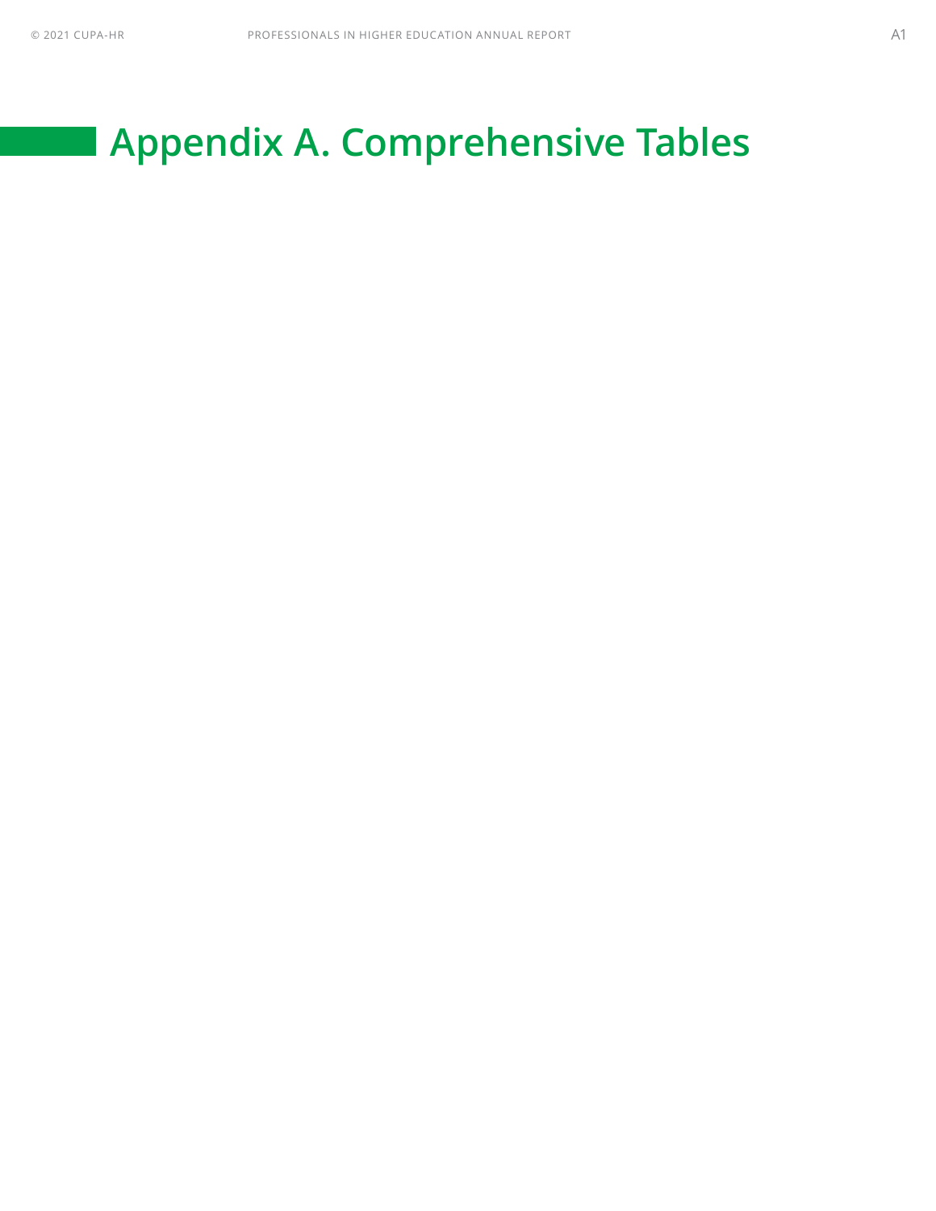# Appendix A. Comprehensive Tables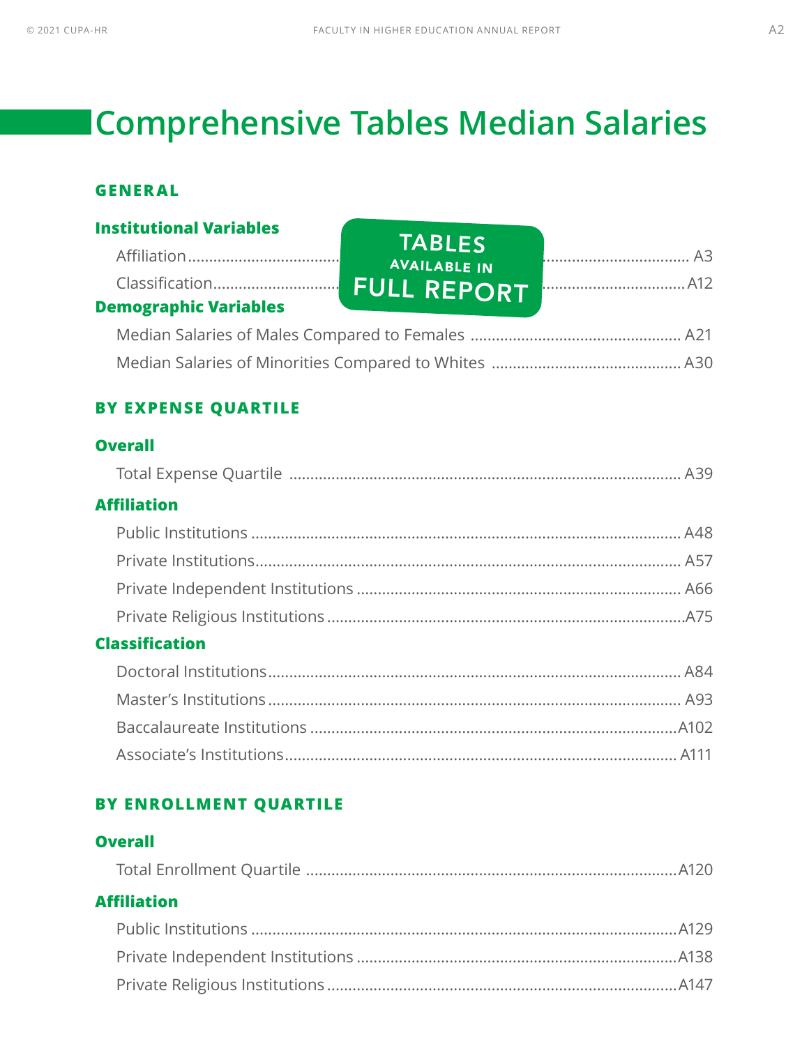# Comprehensive Tables Median Salaries

## GENERAL

### Institutional Variables

Affiliation ........................................................ A3

Classification ........................................................ A12

TABLES AVAILABLE IN FULL REPORT

### Demographic Variables

Median Salaries of Males Compared to Females ........................................ A21

Median Salaries of Minorities Compared to Whites ........................................ A30

## BY EXPENSE QUARTILE

### Overall

Total Expense Quartile ........................................................ A39

### Affiliation

Public Institutions ........................................................ A48

Private Institutions ........................................................ A57

Private Independent Institutions ........................................................ A66

Private Religious Institutions ........................................................ A75

### Classification

Doctoral Institutions ........................................................ A84

Master's Institutions ........................................................ A93

Baccalaureate Institutions ........................................................ A102

Associate's Institutions ........................................................ A111

## BY ENROLLMENT QUARTILE

### Overall

Total Enrollment Quartile ........................................................ A120

### Affiliation

Public Institutions ........................................................ A129

Private Independent Institutions ........................................................ A138

Private Religious Institutions ........................................................ A147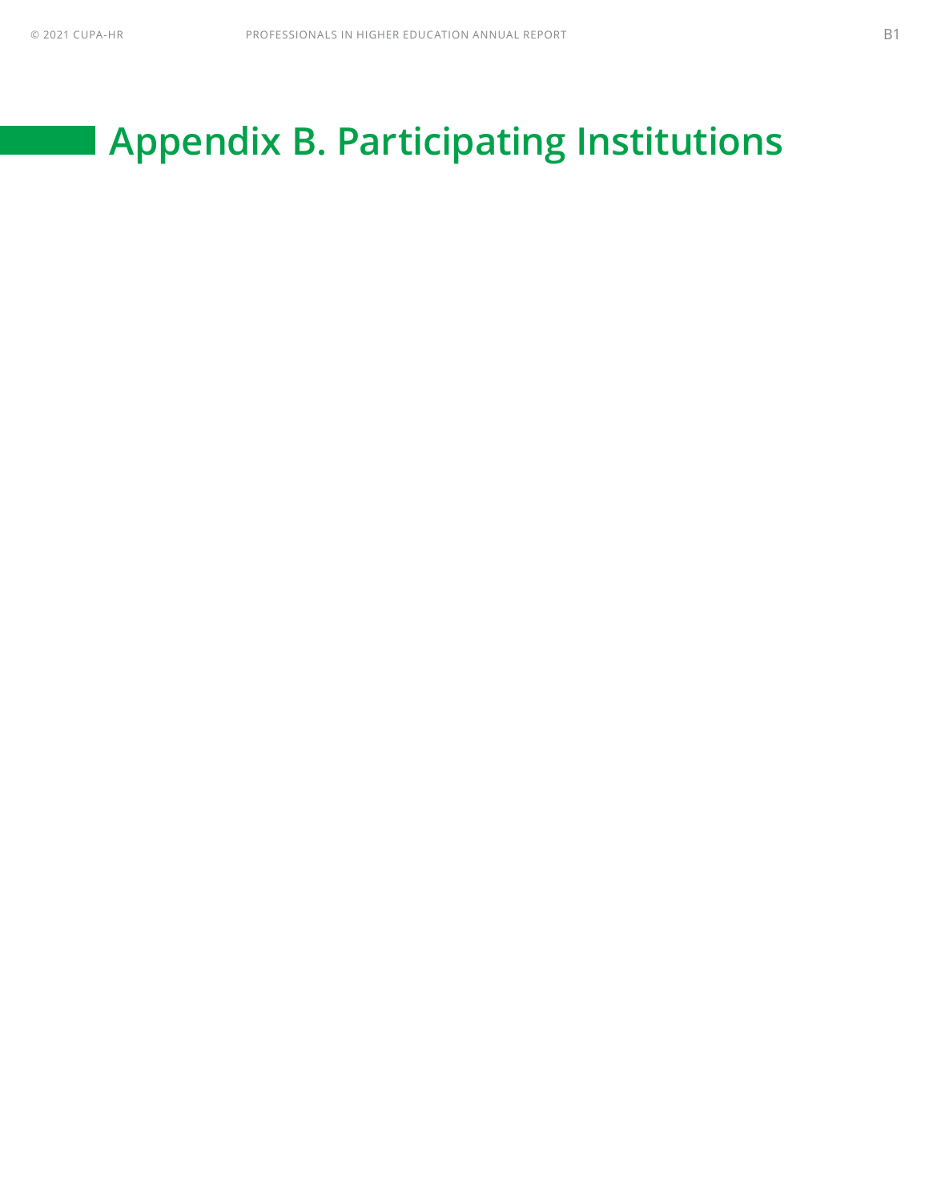# Appendix B. Participating Institutions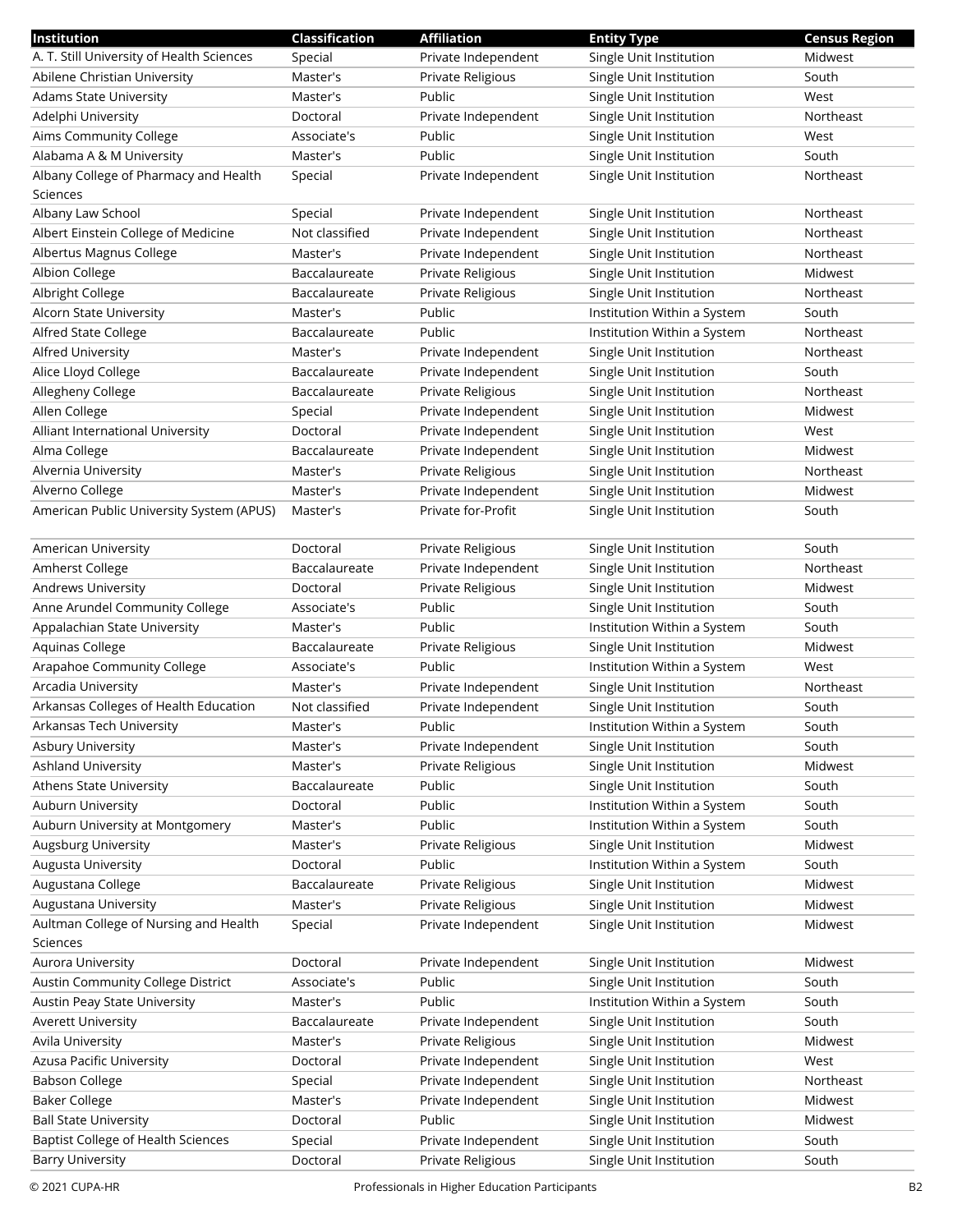| Institution | Classification | Affiliation | Entity Type | Census Region |
| --- | --- | --- | --- | --- |
| A. T. Still University of Health Sciences | Special | Private Independent | Single Unit Institution | Midwest |
| Abilene Christian University | Master's | Private Religious | Single Unit Institution | South |
| Adams State University | Master's | Public | Single Unit Institution | West |
| Adelphi University | Doctoral | Private Independent | Single Unit Institution | Northeast |
| Aims Community College | Associate's | Public | Single Unit Institution | West |
| Alabama A & M University | Master's | Public | Single Unit Institution | South |
| Albany College of Pharmacy and Health Sciences | Special | Private Independent | Single Unit Institution | Northeast |
| Albany Law School | Special | Private Independent | Single Unit Institution | Northeast |
| Albert Einstein College of Medicine | Not classified | Private Independent | Single Unit Institution | Northeast |
| Albertus Magnus College | Master's | Private Independent | Single Unit Institution | Northeast |
| Albion College | Baccalaureate | Private Religious | Single Unit Institution | Midwest |
| Albright College | Baccalaureate | Private Religious | Single Unit Institution | Northeast |
| Alcorn State University | Master's | Public | Institution Within a System | South |
| Alfred State College | Baccalaureate | Public | Institution Within a System | Northeast |
| Alfred University | Master's | Private Independent | Single Unit Institution | Northeast |
| Alice Lloyd College | Baccalaureate | Private Independent | Single Unit Institution | South |
| Allegheny College | Baccalaureate | Private Religious | Single Unit Institution | Northeast |
| Allen College | Special | Private Independent | Single Unit Institution | Midwest |
| Alliant International University | Doctoral | Private Independent | Single Unit Institution | West |
| Alma College | Baccalaureate | Private Independent | Single Unit Institution | Midwest |
| Alvernia University | Master's | Private Religious | Single Unit Institution | Northeast |
| Alverno College | Master's | Private Independent | Single Unit Institution | Midwest |
| American Public University System (APUS) | Master's | Private for-Profit | Single Unit Institution | South |
| American University | Doctoral | Private Religious | Single Unit Institution | South |
| Amherst College | Baccalaureate | Private Independent | Single Unit Institution | Northeast |
| Andrews University | Doctoral | Private Religious | Single Unit Institution | Midwest |
| Anne Arundel Community College | Associate's | Public | Single Unit Institution | South |
| Appalachian State University | Master's | Public | Institution Within a System | South |
| Aquinas College | Baccalaureate | Private Religious | Single Unit Institution | Midwest |
| Arapahoe Community College | Associate's | Public | Institution Within a System | West |
| Arcadia University | Master's | Private Independent | Single Unit Institution | Northeast |
| Arkansas Colleges of Health Education | Not classified | Private Independent | Single Unit Institution | South |
| Arkansas Tech University | Master's | Public | Institution Within a System | South |
| Asbury University | Master's | Private Independent | Single Unit Institution | South |
| Ashland University | Master's | Private Religious | Single Unit Institution | Midwest |
| Athens State University | Baccalaureate | Public | Single Unit Institution | South |
| Auburn University | Doctoral | Public | Institution Within a System | South |
| Auburn University at Montgomery | Master's | Public | Institution Within a System | South |
| Augsburg University | Master's | Private Religious | Single Unit Institution | Midwest |
| Augusta University | Doctoral | Public | Institution Within a System | South |
| Augustana College | Baccalaureate | Private Religious | Single Unit Institution | Midwest |
| Augustana University | Master's | Private Religious | Single Unit Institution | Midwest |
| Aultman College of Nursing and Health Sciences | Special | Private Independent | Single Unit Institution | Midwest |
| Aurora University | Doctoral | Private Independent | Single Unit Institution | Midwest |
| Austin Community College District | Associate's | Public | Single Unit Institution | South |
| Austin Peay State University | Master's | Public | Institution Within a System | South |
| Averett University | Baccalaureate | Private Independent | Single Unit Institution | South |
| Avila University | Master's | Private Religious | Single Unit Institution | Midwest |
| Azusa Pacific University | Doctoral | Private Independent | Single Unit Institution | West |
| Babson College | Special | Private Independent | Single Unit Institution | Northeast |
| Baker College | Master's | Private Independent | Single Unit Institution | Midwest |
| Ball State University | Doctoral | Public | Single Unit Institution | Midwest |
| Baptist College of Health Sciences | Special | Private Independent | Single Unit Institution | South |
| Barry University | Doctoral | Private Religious | Single Unit Institution | South |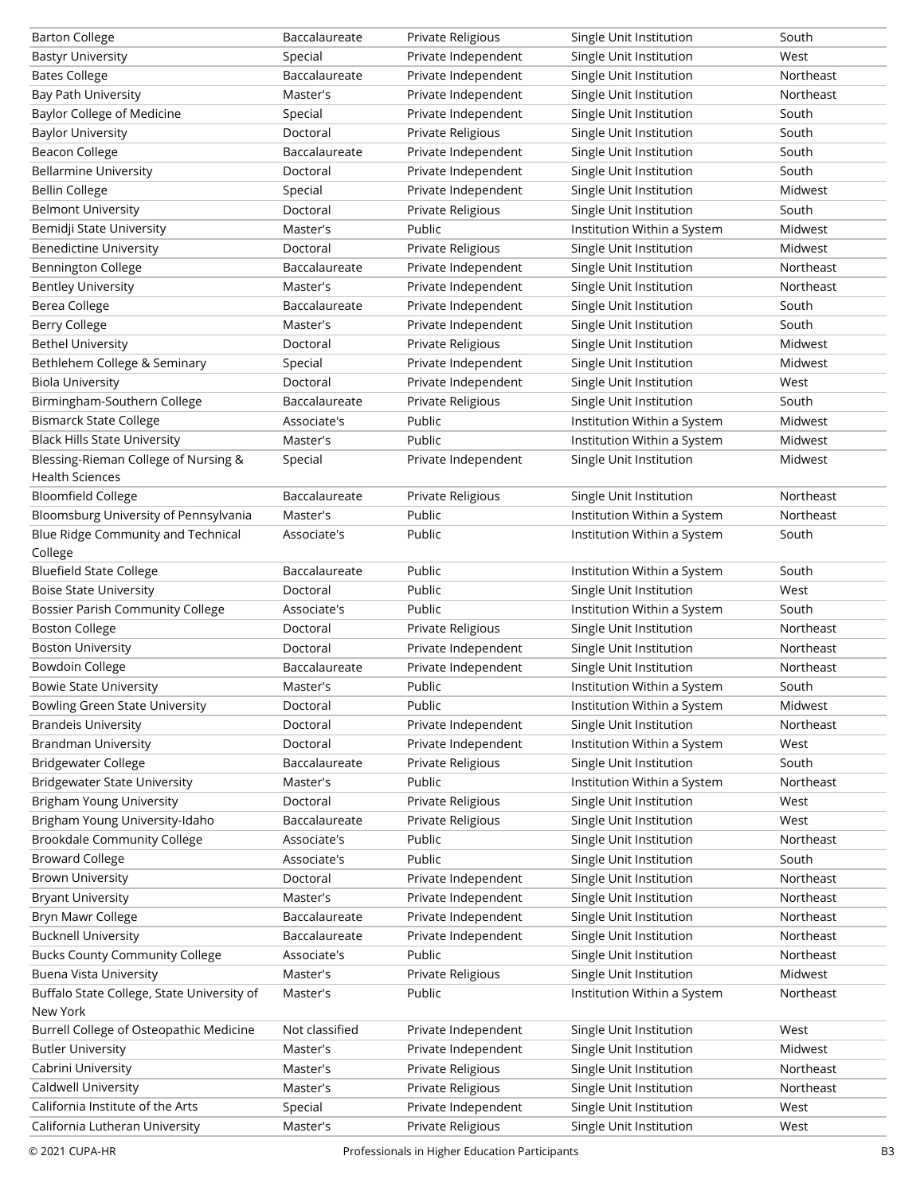| | | | | |
|---|---|---|---|---|
| Barton College | Baccalaureate | Private Religious | Single Unit Institution | South |
| Bastyr University | Special | Private Independent | Single Unit Institution | West |
| Bates College | Baccalaureate | Private Independent | Single Unit Institution | Northeast |
| Bay Path University | Master's | Private Independent | Single Unit Institution | Northeast |
| Baylor College of Medicine | Special | Private Independent | Single Unit Institution | South |
| Baylor University | Doctoral | Private Religious | Single Unit Institution | South |
| Beacon College | Baccalaureate | Private Independent | Single Unit Institution | South |
| Bellarmine University | Doctoral | Private Independent | Single Unit Institution | South |
| Bellin College | Special | Private Independent | Single Unit Institution | Midwest |
| Belmont University | Doctoral | Private Religious | Single Unit Institution | South |
| Bemidji State University | Master's | Public | Institution Within a System | Midwest |
| Benedictine University | Doctoral | Private Religious | Single Unit Institution | Midwest |
| Bennington College | Baccalaureate | Private Independent | Single Unit Institution | Northeast |
| Bentley University | Master's | Private Independent | Single Unit Institution | Northeast |
| Berea College | Baccalaureate | Private Independent | Single Unit Institution | South |
| Berry College | Master's | Private Independent | Single Unit Institution | South |
| Bethel University | Doctoral | Private Religious | Single Unit Institution | Midwest |
| Bethlehem College & Seminary | Special | Private Independent | Single Unit Institution | Midwest |
| Biola University | Doctoral | Private Independent | Single Unit Institution | West |
| Birmingham-Southern College | Baccalaureate | Private Religious | Single Unit Institution | South |
| Bismarck State College | Associate's | Public | Institution Within a System | Midwest |
| Black Hills State University | Master's | Public | Institution Within a System | Midwest |
| Blessing-Rieman College of Nursing & Health Sciences | Special | Private Independent | Single Unit Institution | Midwest |
| Bloomfield College | Baccalaureate | Private Religious | Single Unit Institution | Northeast |
| Bloomsburg University of Pennsylvania | Master's | Public | Institution Within a System | Northeast |
| Blue Ridge Community and Technical College | Associate's | Public | Institution Within a System | South |
| Bluefield State College | Baccalaureate | Public | Institution Within a System | South |
| Boise State University | Doctoral | Public | Single Unit Institution | West |
| Bossier Parish Community College | Associate's | Public | Institution Within a System | South |
| Boston College | Doctoral | Private Religious | Single Unit Institution | Northeast |
| Boston University | Doctoral | Private Independent | Single Unit Institution | Northeast |
| Bowdoin College | Baccalaureate | Private Independent | Single Unit Institution | Northeast |
| Bowie State University | Master's | Public | Institution Within a System | South |
| Bowling Green State University | Doctoral | Public | Institution Within a System | Midwest |
| Brandeis University | Doctoral | Private Independent | Single Unit Institution | Northeast |
| Brandman University | Doctoral | Private Independent | Institution Within a System | West |
| Bridgewater College | Baccalaureate | Private Religious | Single Unit Institution | South |
| Bridgewater State University | Master's | Public | Institution Within a System | Northeast |
| Brigham Young University | Doctoral | Private Religious | Single Unit Institution | West |
| Brigham Young University-Idaho | Baccalaureate | Private Religious | Single Unit Institution | West |
| Brookdale Community College | Associate's | Public | Single Unit Institution | Northeast |
| Broward College | Associate's | Public | Single Unit Institution | South |
| Brown University | Doctoral | Private Independent | Single Unit Institution | Northeast |
| Bryant University | Master's | Private Independent | Single Unit Institution | Northeast |
| Bryn Mawr College | Baccalaureate | Private Independent | Single Unit Institution | Northeast |
| Bucknell University | Baccalaureate | Private Independent | Single Unit Institution | Northeast |
| Bucks County Community College | Associate's | Public | Single Unit Institution | Northeast |
| Buena Vista University | Master's | Private Religious | Single Unit Institution | Midwest |
| Buffalo State College, State University of New York | Master's | Public | Institution Within a System | Northeast |
| Burrell College of Osteopathic Medicine | Not classified | Private Independent | Single Unit Institution | West |
| Butler University | Master's | Private Independent | Single Unit Institution | Midwest |
| Cabrini University | Master's | Private Religious | Single Unit Institution | Northeast |
| Caldwell University | Master's | Private Religious | Single Unit Institution | Northeast |
| California Institute of the Arts | Special | Private Independent | Single Unit Institution | West |
| California Lutheran University | Master's | Private Religious | Single Unit Institution | West |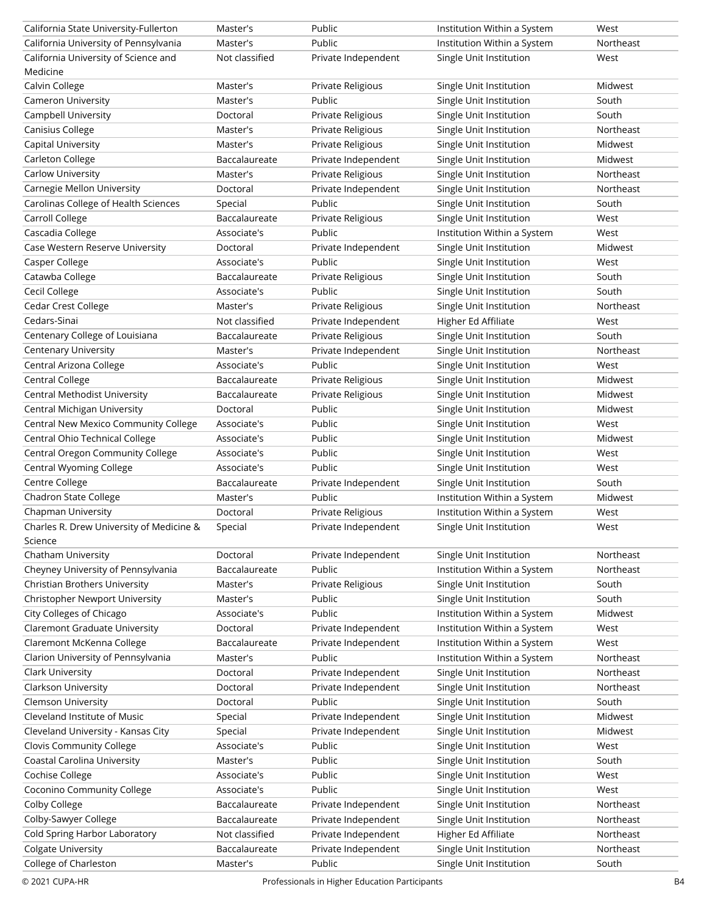| | | | | |
|---|---|---|---|---|
| California State University-Fullerton | Master's | Public | Institution Within a System | West |
| California University of Pennsylvania | Master's | Public | Institution Within a System | Northeast |
| California University of Science and Medicine | Not classified | Private Independent | Single Unit Institution | West |
| Calvin College | Master's | Private Religious | Single Unit Institution | Midwest |
| Cameron University | Master's | Public | Single Unit Institution | South |
| Campbell University | Doctoral | Private Religious | Single Unit Institution | South |
| Canisius College | Master's | Private Religious | Single Unit Institution | Northeast |
| Capital University | Master's | Private Religious | Single Unit Institution | Midwest |
| Carleton College | Baccalaureate | Private Independent | Single Unit Institution | Midwest |
| Carlow University | Master's | Private Religious | Single Unit Institution | Northeast |
| Carnegie Mellon University | Doctoral | Private Independent | Single Unit Institution | Northeast |
| Carolinas College of Health Sciences | Special | Public | Single Unit Institution | South |
| Carroll College | Baccalaureate | Private Religious | Single Unit Institution | West |
| Cascadia College | Associate's | Public | Institution Within a System | West |
| Case Western Reserve University | Doctoral | Private Independent | Single Unit Institution | Midwest |
| Casper College | Associate's | Public | Single Unit Institution | West |
| Catawba College | Baccalaureate | Private Religious | Single Unit Institution | South |
| Cecil College | Associate's | Public | Single Unit Institution | South |
| Cedar Crest College | Master's | Private Religious | Single Unit Institution | Northeast |
| Cedars-Sinai | Not classified | Private Independent | Higher Ed Affiliate | West |
| Centenary College of Louisiana | Baccalaureate | Private Religious | Single Unit Institution | South |
| Centenary University | Master's | Private Independent | Single Unit Institution | Northeast |
| Central Arizona College | Associate's | Public | Single Unit Institution | West |
| Central College | Baccalaureate | Private Religious | Single Unit Institution | Midwest |
| Central Methodist University | Baccalaureate | Private Religious | Single Unit Institution | Midwest |
| Central Michigan University | Doctoral | Public | Single Unit Institution | Midwest |
| Central New Mexico Community College | Associate's | Public | Single Unit Institution | West |
| Central Ohio Technical College | Associate's | Public | Single Unit Institution | Midwest |
| Central Oregon Community College | Associate's | Public | Single Unit Institution | West |
| Central Wyoming College | Associate's | Public | Single Unit Institution | West |
| Centre College | Baccalaureate | Private Independent | Single Unit Institution | South |
| Chadron State College | Master's | Public | Institution Within a System | Midwest |
| Chapman University | Doctoral | Private Religious | Institution Within a System | West |
| Charles R. Drew University of Medicine & Science | Special | Private Independent | Single Unit Institution | West |
| Chatham University | Doctoral | Private Independent | Single Unit Institution | Northeast |
| Cheyney University of Pennsylvania | Baccalaureate | Public | Institution Within a System | Northeast |
| Christian Brothers University | Master's | Private Religious | Single Unit Institution | South |
| Christopher Newport University | Master's | Public | Single Unit Institution | South |
| City Colleges of Chicago | Associate's | Public | Institution Within a System | Midwest |
| Claremont Graduate University | Doctoral | Private Independent | Institution Within a System | West |
| Claremont McKenna College | Baccalaureate | Private Independent | Institution Within a System | West |
| Clarion University of Pennsylvania | Master's | Public | Institution Within a System | Northeast |
| Clark University | Doctoral | Private Independent | Single Unit Institution | Northeast |
| Clarkson University | Doctoral | Private Independent | Single Unit Institution | Northeast |
| Clemson University | Doctoral | Public | Single Unit Institution | South |
| Cleveland Institute of Music | Special | Private Independent | Single Unit Institution | Midwest |
| Cleveland University - Kansas City | Special | Private Independent | Single Unit Institution | Midwest |
| Clovis Community College | Associate's | Public | Single Unit Institution | West |
| Coastal Carolina University | Master's | Public | Single Unit Institution | South |
| Cochise College | Associate's | Public | Single Unit Institution | West |
| Coconino Community College | Associate's | Public | Single Unit Institution | West |
| Colby College | Baccalaureate | Private Independent | Single Unit Institution | Northeast |
| Colby-Sawyer College | Baccalaureate | Private Independent | Single Unit Institution | Northeast |
| Cold Spring Harbor Laboratory | Not classified | Private Independent | Higher Ed Affiliate | Northeast |
| Colgate University | Baccalaureate | Private Independent | Single Unit Institution | Northeast |
| College of Charleston | Master's | Public | Single Unit Institution | South |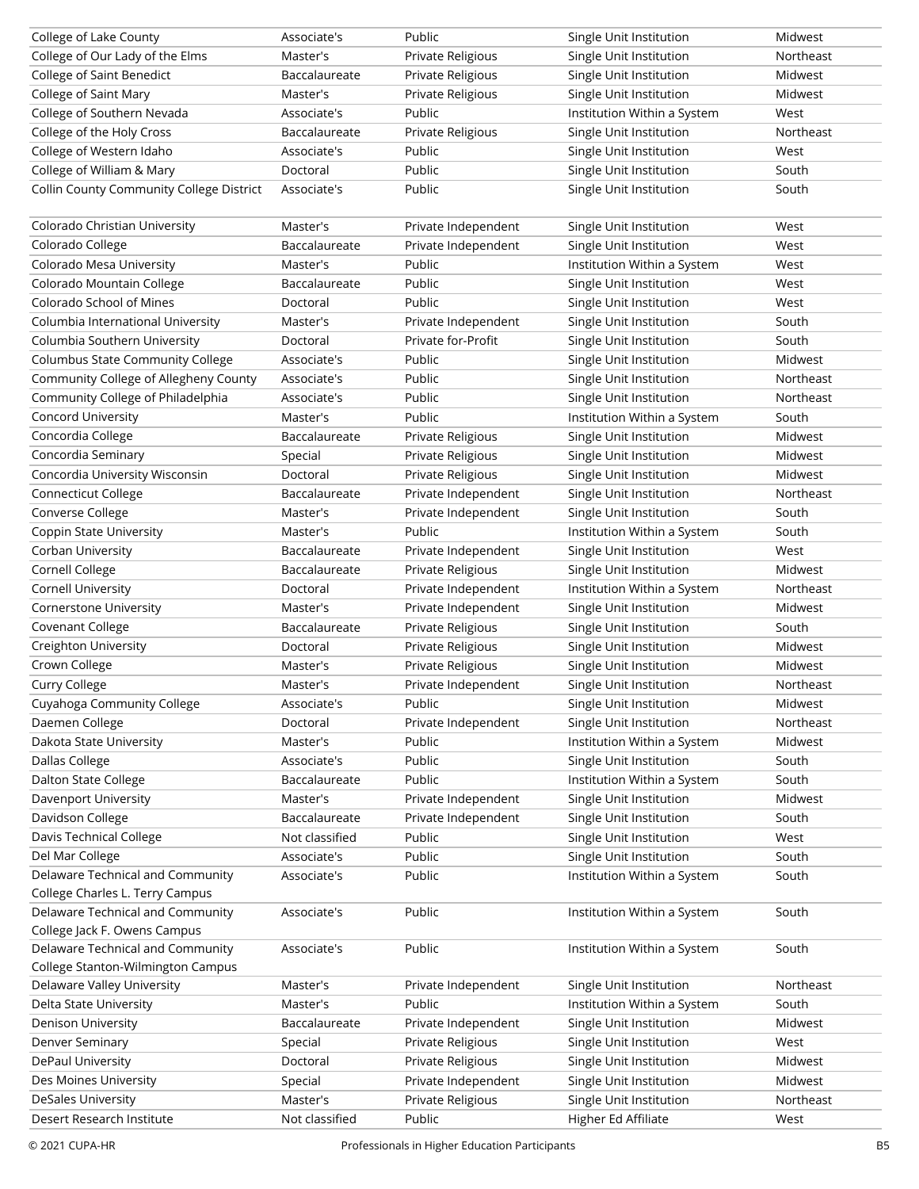| College of Lake County | Associate's | Public | Single Unit Institution | Midwest |
|---|---|---|---|---|
| College of Our Lady of the Elms | Master's | Private Religious | Single Unit Institution | Northeast |
| College of Saint Benedict | Baccalaureate | Private Religious | Single Unit Institution | Midwest |
| College of Saint Mary | Master's | Private Religious | Single Unit Institution | Midwest |
| College of Southern Nevada | Associate's | Public | Institution Within a System | West |
| College of the Holy Cross | Baccalaureate | Private Religious | Single Unit Institution | Northeast |
| College of Western Idaho | Associate's | Public | Single Unit Institution | West |
| College of William & Mary | Doctoral | Public | Single Unit Institution | South |
| Collin County Community College District | Associate's | Public | Single Unit Institution | South |
| Colorado Christian University | Master's | Private Independent | Single Unit Institution | West |
| Colorado College | Baccalaureate | Private Independent | Single Unit Institution | West |
| Colorado Mesa University | Master's | Public | Institution Within a System | West |
| Colorado Mountain College | Baccalaureate | Public | Single Unit Institution | West |
| Colorado School of Mines | Doctoral | Public | Single Unit Institution | West |
| Columbia International University | Master's | Private Independent | Single Unit Institution | South |
| Columbia Southern University | Doctoral | Private for-Profit | Single Unit Institution | South |
| Columbus State Community College | Associate's | Public | Single Unit Institution | Midwest |
| Community College of Allegheny County | Associate's | Public | Single Unit Institution | Northeast |
| Community College of Philadelphia | Associate's | Public | Single Unit Institution | Northeast |
| Concord University | Master's | Public | Institution Within a System | South |
| Concordia College | Baccalaureate | Private Religious | Single Unit Institution | Midwest |
| Concordia Seminary | Special | Private Religious | Single Unit Institution | Midwest |
| Concordia University Wisconsin | Doctoral | Private Religious | Single Unit Institution | Midwest |
| Connecticut College | Baccalaureate | Private Independent | Single Unit Institution | Northeast |
| Converse College | Master's | Private Independent | Single Unit Institution | South |
| Coppin State University | Master's | Public | Institution Within a System | South |
| Corban University | Baccalaureate | Private Independent | Single Unit Institution | West |
| Cornell College | Baccalaureate | Private Religious | Single Unit Institution | Midwest |
| Cornell University | Doctoral | Private Independent | Institution Within a System | Northeast |
| Cornerstone University | Master's | Private Independent | Single Unit Institution | Midwest |
| Covenant College | Baccalaureate | Private Religious | Single Unit Institution | South |
| Creighton University | Doctoral | Private Religious | Single Unit Institution | Midwest |
| Crown College | Master's | Private Religious | Single Unit Institution | Midwest |
| Curry College | Master's | Private Independent | Single Unit Institution | Northeast |
| Cuyahoga Community College | Associate's | Public | Single Unit Institution | Midwest |
| Daemen College | Doctoral | Private Independent | Single Unit Institution | Northeast |
| Dakota State University | Master's | Public | Institution Within a System | Midwest |
| Dallas College | Associate's | Public | Single Unit Institution | South |
| Dalton State College | Baccalaureate | Public | Institution Within a System | South |
| Davenport University | Master's | Private Independent | Single Unit Institution | Midwest |
| Davidson College | Baccalaureate | Private Independent | Single Unit Institution | South |
| Davis Technical College | Not classified | Public | Single Unit Institution | West |
| Del Mar College | Associate's | Public | Single Unit Institution | South |
| Delaware Technical and Community College Charles L. Terry Campus | Associate's | Public | Institution Within a System | South |
| Delaware Technical and Community College Jack F. Owens Campus | Associate's | Public | Institution Within a System | South |
| Delaware Technical and Community College Stanton-Wilmington Campus | Associate's | Public | Institution Within a System | South |
| Delaware Valley University | Master's | Private Independent | Single Unit Institution | Northeast |
| Delta State University | Master's | Public | Institution Within a System | South |
| Denison University | Baccalaureate | Private Independent | Single Unit Institution | Midwest |
| Denver Seminary | Special | Private Religious | Single Unit Institution | West |
| DePaul University | Doctoral | Private Religious | Single Unit Institution | Midwest |
| Des Moines University | Special | Private Independent | Single Unit Institution | Midwest |
| DeSales University | Master's | Private Religious | Single Unit Institution | Northeast |
| Desert Research Institute | Not classified | Public | Higher Ed Affiliate | West |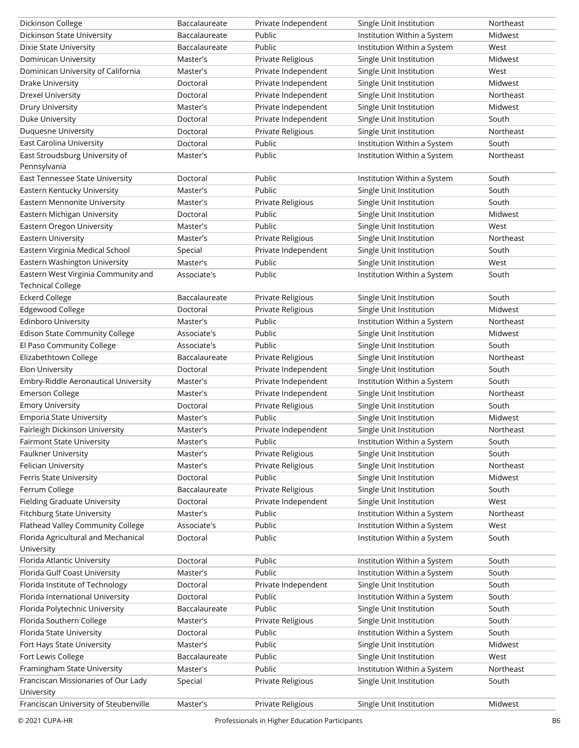| Dickinson College | Baccalaureate | Private Independent | Single Unit Institution | Northeast |
|---|---|---|---|---|
| Dickinson State University | Baccalaureate | Public | Institution Within a System | Midwest |
| Dixie State University | Baccalaureate | Public | Institution Within a System | West |
| Dominican University | Master's | Private Religious | Single Unit Institution | Midwest |
| Dominican University of California | Master's | Private Independent | Single Unit Institution | West |
| Drake University | Doctoral | Private Independent | Single Unit Institution | Midwest |
| Drexel University | Doctoral | Private Independent | Single Unit Institution | Northeast |
| Drury University | Master's | Private Independent | Single Unit Institution | Midwest |
| Duke University | Doctoral | Private Independent | Single Unit Institution | South |
| Duquesne University | Doctoral | Private Religious | Single Unit Institution | Northeast |
| East Carolina University | Doctoral | Public | Institution Within a System | South |
| East Stroudsburg University of Pennsylvania | Master's | Public | Institution Within a System | Northeast |
| East Tennessee State University | Doctoral | Public | Institution Within a System | South |
| Eastern Kentucky University | Master's | Public | Single Unit Institution | South |
| Eastern Mennonite University | Master's | Private Religious | Single Unit Institution | South |
| Eastern Michigan University | Doctoral | Public | Single Unit Institution | Midwest |
| Eastern Oregon University | Master's | Public | Single Unit Institution | West |
| Eastern University | Master's | Private Religious | Single Unit Institution | Northeast |
| Eastern Virginia Medical School | Special | Private Independent | Single Unit Institution | South |
| Eastern Washington University | Master's | Public | Single Unit Institution | West |
| Eastern West Virginia Community and Technical College | Associate's | Public | Institution Within a System | South |
| Eckerd College | Baccalaureate | Private Religious | Single Unit Institution | South |
| Edgewood College | Doctoral | Private Religious | Single Unit Institution | Midwest |
| Edinboro University | Master's | Public | Institution Within a System | Northeast |
| Edison State Community College | Associate's | Public | Single Unit Institution | Midwest |
| El Paso Community College | Associate's | Public | Single Unit Institution | South |
| Elizabethtown College | Baccalaureate | Private Religious | Single Unit Institution | Northeast |
| Elon University | Doctoral | Private Independent | Single Unit Institution | South |
| Embry-Riddle Aeronautical University | Master's | Private Independent | Institution Within a System | South |
| Emerson College | Master's | Private Independent | Single Unit Institution | Northeast |
| Emory University | Doctoral | Private Religious | Single Unit Institution | South |
| Emporia State University | Master's | Public | Single Unit Institution | Midwest |
| Fairleigh Dickinson University | Master's | Private Independent | Single Unit Institution | Northeast |
| Fairmont State University | Master's | Public | Institution Within a System | South |
| Faulkner University | Master's | Private Religious | Single Unit Institution | South |
| Felician University | Master's | Private Religious | Single Unit Institution | Northeast |
| Ferris State University | Doctoral | Public | Single Unit Institution | Midwest |
| Ferrum College | Baccalaureate | Private Religious | Single Unit Institution | South |
| Fielding Graduate University | Doctoral | Private Independent | Single Unit Institution | West |
| Fitchburg State University | Master's | Public | Institution Within a System | Northeast |
| Flathead Valley Community College | Associate's | Public | Institution Within a System | West |
| Florida Agricultural and Mechanical University | Doctoral | Public | Institution Within a System | South |
| Florida Atlantic University | Doctoral | Public | Institution Within a System | South |
| Florida Gulf Coast University | Master's | Public | Institution Within a System | South |
| Florida Institute of Technology | Doctoral | Private Independent | Single Unit Institution | South |
| Florida International University | Doctoral | Public | Institution Within a System | South |
| Florida Polytechnic University | Baccalaureate | Public | Single Unit Institution | South |
| Florida Southern College | Master's | Private Religious | Single Unit Institution | South |
| Florida State University | Doctoral | Public | Institution Within a System | South |
| Fort Hays State University | Master's | Public | Single Unit Institution | Midwest |
| Fort Lewis College | Baccalaureate | Public | Single Unit Institution | West |
| Framingham State University | Master's | Public | Institution Within a System | Northeast |
| Franciscan Missionaries of Our Lady University | Special | Private Religious | Single Unit Institution | South |
| Franciscan University of Steubenville | Master's | Private Religious | Single Unit Institution | Midwest |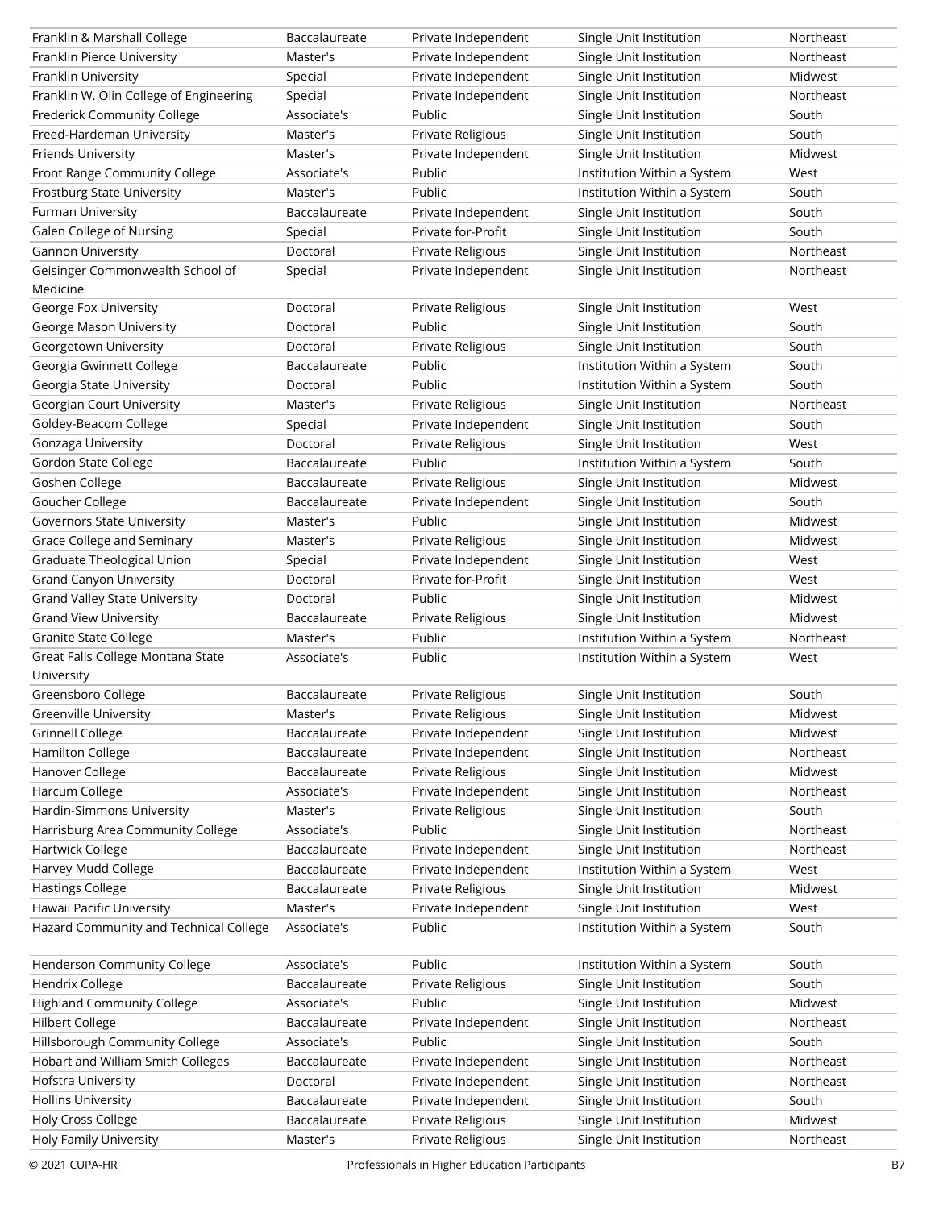| | | | | |
|---|---|---|---|---|
| Franklin & Marshall College | Baccalaureate | Private Independent | Single Unit Institution | Northeast |
| Franklin Pierce University | Master's | Private Independent | Single Unit Institution | Northeast |
| Franklin University | Special | Private Independent | Single Unit Institution | Midwest |
| Franklin W. Olin College of Engineering | Special | Private Independent | Single Unit Institution | Northeast |
| Frederick Community College | Associate's | Public | Single Unit Institution | South |
| Freed-Hardeman University | Master's | Private Religious | Single Unit Institution | South |
| Friends University | Master's | Private Independent | Single Unit Institution | Midwest |
| Front Range Community College | Associate's | Public | Institution Within a System | West |
| Frostburg State University | Master's | Public | Institution Within a System | South |
| Furman University | Baccalaureate | Private Independent | Single Unit Institution | South |
| Galen College of Nursing | Special | Private for-Profit | Single Unit Institution | South |
| Gannon University | Doctoral | Private Religious | Single Unit Institution | Northeast |
| Geisinger Commonwealth School of Medicine | Special | Private Independent | Single Unit Institution | Northeast |
| George Fox University | Doctoral | Private Religious | Single Unit Institution | West |
| George Mason University | Doctoral | Public | Single Unit Institution | South |
| Georgetown University | Doctoral | Private Religious | Single Unit Institution | South |
| Georgia Gwinnett College | Baccalaureate | Public | Institution Within a System | South |
| Georgia State University | Doctoral | Public | Institution Within a System | South |
| Georgian Court University | Master's | Private Religious | Single Unit Institution | Northeast |
| Goldey-Beacom College | Special | Private Independent | Single Unit Institution | South |
| Gonzaga University | Doctoral | Private Religious | Single Unit Institution | West |
| Gordon State College | Baccalaureate | Public | Institution Within a System | South |
| Goshen College | Baccalaureate | Private Religious | Single Unit Institution | Midwest |
| Goucher College | Baccalaureate | Private Independent | Single Unit Institution | South |
| Governors State University | Master's | Public | Single Unit Institution | Midwest |
| Grace College and Seminary | Master's | Private Religious | Single Unit Institution | Midwest |
| Graduate Theological Union | Special | Private Independent | Single Unit Institution | West |
| Grand Canyon University | Doctoral | Private for-Profit | Single Unit Institution | West |
| Grand Valley State University | Doctoral | Public | Single Unit Institution | Midwest |
| Grand View University | Baccalaureate | Private Religious | Single Unit Institution | Midwest |
| Granite State College | Master's | Public | Institution Within a System | Northeast |
| Great Falls College Montana State University | Associate's | Public | Institution Within a System | West |
| Greensboro College | Baccalaureate | Private Religious | Single Unit Institution | South |
| Greenville University | Master's | Private Religious | Single Unit Institution | Midwest |
| Grinnell College | Baccalaureate | Private Independent | Single Unit Institution | Midwest |
| Hamilton College | Baccalaureate | Private Independent | Single Unit Institution | Northeast |
| Hanover College | Baccalaureate | Private Religious | Single Unit Institution | Midwest |
| Harcum College | Associate's | Private Independent | Single Unit Institution | Northeast |
| Hardin-Simmons University | Master's | Private Religious | Single Unit Institution | South |
| Harrisburg Area Community College | Associate's | Public | Single Unit Institution | Northeast |
| Hartwick College | Baccalaureate | Private Independent | Single Unit Institution | Northeast |
| Harvey Mudd College | Baccalaureate | Private Independent | Institution Within a System | West |
| Hastings College | Baccalaureate | Private Religious | Single Unit Institution | Midwest |
| Hawaii Pacific University | Master's | Private Independent | Single Unit Institution | West |
| Hazard Community and Technical College | Associate's | Public | Institution Within a System | South |
| Henderson Community College | Associate's | Public | Institution Within a System | South |
| Hendrix College | Baccalaureate | Private Religious | Single Unit Institution | South |
| Highland Community College | Associate's | Public | Single Unit Institution | Midwest |
| Hilbert College | Baccalaureate | Private Independent | Single Unit Institution | Northeast |
| Hillsborough Community College | Associate's | Public | Single Unit Institution | South |
| Hobart and William Smith Colleges | Baccalaureate | Private Independent | Single Unit Institution | Northeast |
| Hofstra University | Doctoral | Private Independent | Single Unit Institution | Northeast |
| Hollins University | Baccalaureate | Private Independent | Single Unit Institution | South |
| Holy Cross College | Baccalaureate | Private Religious | Single Unit Institution | Midwest |
| Holy Family University | Master's | Private Religious | Single Unit Institution | Northeast |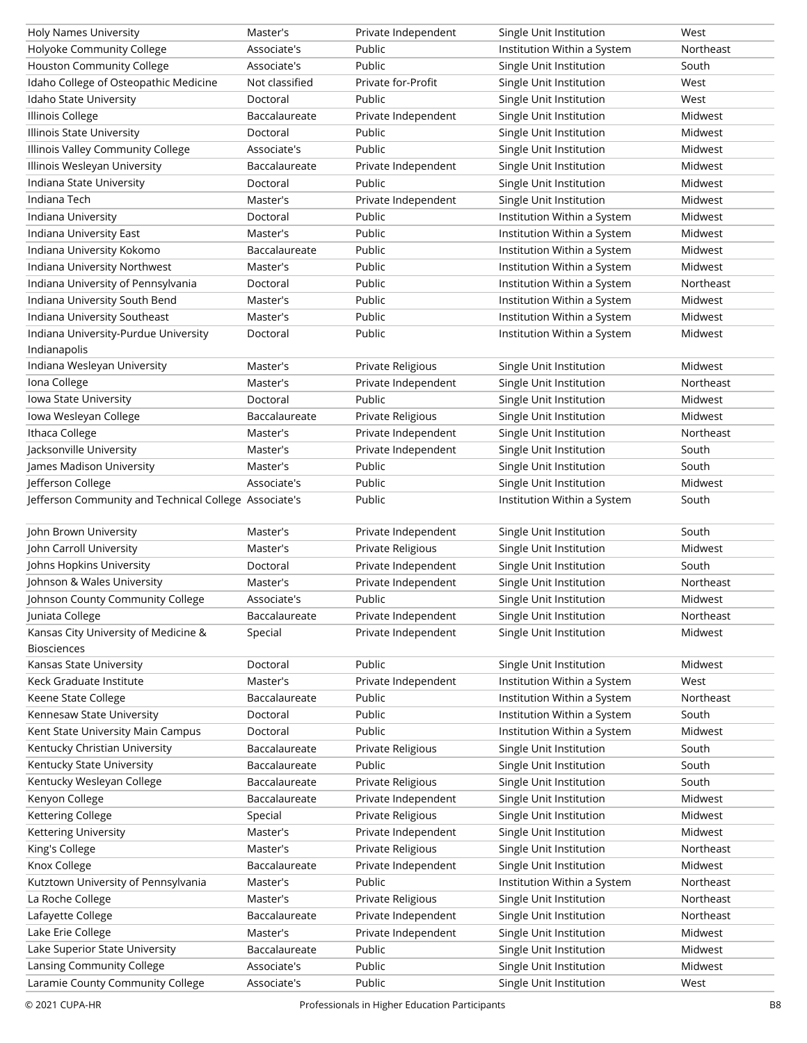| | | | | |
|---|---|---|---|---|
| Holy Names University | Master's | Private Independent | Single Unit Institution | West |
| Holyoke Community College | Associate's | Public | Institution Within a System | Northeast |
| Houston Community College | Associate's | Public | Single Unit Institution | South |
| Idaho College of Osteopathic Medicine | Not classified | Private for-Profit | Single Unit Institution | West |
| Idaho State University | Doctoral | Public | Single Unit Institution | West |
| Illinois College | Baccalaureate | Private Independent | Single Unit Institution | Midwest |
| Illinois State University | Doctoral | Public | Single Unit Institution | Midwest |
| Illinois Valley Community College | Associate's | Public | Single Unit Institution | Midwest |
| Illinois Wesleyan University | Baccalaureate | Private Independent | Single Unit Institution | Midwest |
| Indiana State University | Doctoral | Public | Single Unit Institution | Midwest |
| Indiana Tech | Master's | Private Independent | Single Unit Institution | Midwest |
| Indiana University | Doctoral | Public | Institution Within a System | Midwest |
| Indiana University East | Master's | Public | Institution Within a System | Midwest |
| Indiana University Kokomo | Baccalaureate | Public | Institution Within a System | Midwest |
| Indiana University Northwest | Master's | Public | Institution Within a System | Midwest |
| Indiana University of Pennsylvania | Doctoral | Public | Institution Within a System | Northeast |
| Indiana University South Bend | Master's | Public | Institution Within a System | Midwest |
| Indiana University Southeast | Master's | Public | Institution Within a System | Midwest |
| Indiana University-Purdue University Indianapolis | Doctoral | Public | Institution Within a System | Midwest |
| Indiana Wesleyan University | Master's | Private Religious | Single Unit Institution | Midwest |
| Iona College | Master's | Private Independent | Single Unit Institution | Northeast |
| Iowa State University | Doctoral | Public | Single Unit Institution | Midwest |
| Iowa Wesleyan College | Baccalaureate | Private Religious | Single Unit Institution | Midwest |
| Ithaca College | Master's | Private Independent | Single Unit Institution | Northeast |
| Jacksonville University | Master's | Private Independent | Single Unit Institution | South |
| James Madison University | Master's | Public | Single Unit Institution | South |
| Jefferson College | Associate's | Public | Single Unit Institution | Midwest |
| Jefferson Community and Technical College | Associate's | Public | Institution Within a System | South |
| John Brown University | Master's | Private Independent | Single Unit Institution | South |
| John Carroll University | Master's | Private Religious | Single Unit Institution | Midwest |
| Johns Hopkins University | Doctoral | Private Independent | Single Unit Institution | South |
| Johnson & Wales University | Master's | Private Independent | Single Unit Institution | Northeast |
| Johnson County Community College | Associate's | Public | Single Unit Institution | Midwest |
| Juniata College | Baccalaureate | Private Independent | Single Unit Institution | Northeast |
| Kansas City University of Medicine & Biosciences | Special | Private Independent | Single Unit Institution | Midwest |
| Kansas State University | Doctoral | Public | Single Unit Institution | Midwest |
| Keck Graduate Institute | Master's | Private Independent | Institution Within a System | West |
| Keene State College | Baccalaureate | Public | Institution Within a System | Northeast |
| Kennesaw State University | Doctoral | Public | Institution Within a System | South |
| Kent State University Main Campus | Doctoral | Public | Institution Within a System | Midwest |
| Kentucky Christian University | Baccalaureate | Private Religious | Single Unit Institution | South |
| Kentucky State University | Baccalaureate | Public | Single Unit Institution | South |
| Kentucky Wesleyan College | Baccalaureate | Private Religious | Single Unit Institution | South |
| Kenyon College | Baccalaureate | Private Independent | Single Unit Institution | Midwest |
| Kettering College | Special | Private Religious | Single Unit Institution | Midwest |
| Kettering University | Master's | Private Independent | Single Unit Institution | Midwest |
| King's College | Master's | Private Religious | Single Unit Institution | Northeast |
| Knox College | Baccalaureate | Private Independent | Single Unit Institution | Midwest |
| Kutztown University of Pennsylvania | Master's | Public | Institution Within a System | Northeast |
| La Roche College | Master's | Private Religious | Single Unit Institution | Northeast |
| Lafayette College | Baccalaureate | Private Independent | Single Unit Institution | Northeast |
| Lake Erie College | Master's | Private Independent | Single Unit Institution | Midwest |
| Lake Superior State University | Baccalaureate | Public | Single Unit Institution | Midwest |
| Lansing Community College | Associate's | Public | Single Unit Institution | Midwest |
| Laramie County Community College | Associate's | Public | Single Unit Institution | West |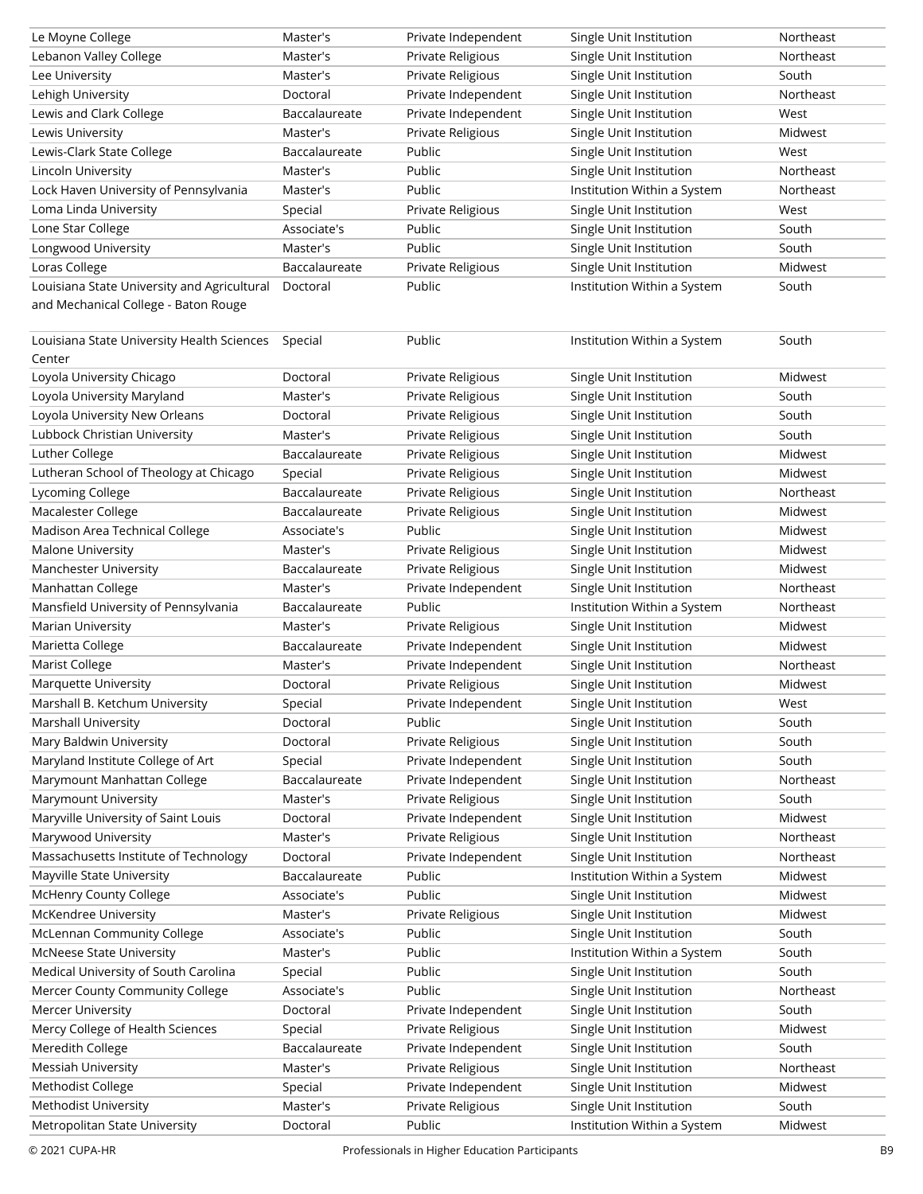| | | | | |
|---|---|---|---|---|
| Le Moyne College | Master's | Private Independent | Single Unit Institution | Northeast |
| Lebanon Valley College | Master's | Private Religious | Single Unit Institution | Northeast |
| Lee University | Master's | Private Religious | Single Unit Institution | South |
| Lehigh University | Doctoral | Private Independent | Single Unit Institution | Northeast |
| Lewis and Clark College | Baccalaureate | Private Independent | Single Unit Institution | West |
| Lewis University | Master's | Private Religious | Single Unit Institution | Midwest |
| Lewis-Clark State College | Baccalaureate | Public | Single Unit Institution | West |
| Lincoln University | Master's | Public | Single Unit Institution | Northeast |
| Lock Haven University of Pennsylvania | Master's | Public | Institution Within a System | Northeast |
| Loma Linda University | Special | Private Religious | Single Unit Institution | West |
| Lone Star College | Associate's | Public | Single Unit Institution | South |
| Longwood University | Master's | Public | Single Unit Institution | South |
| Loras College | Baccalaureate | Private Religious | Single Unit Institution | Midwest |
| Louisiana State University and Agricultural and Mechanical College - Baton Rouge | Doctoral | Public | Institution Within a System | South |
| Louisiana State University Health Sciences Center | Special | Public | Institution Within a System | South |
| Loyola University Chicago | Doctoral | Private Religious | Single Unit Institution | Midwest |
| Loyola University Maryland | Master's | Private Religious | Single Unit Institution | South |
| Loyola University New Orleans | Doctoral | Private Religious | Single Unit Institution | South |
| Lubbock Christian University | Master's | Private Religious | Single Unit Institution | South |
| Luther College | Baccalaureate | Private Religious | Single Unit Institution | Midwest |
| Lutheran School of Theology at Chicago | Special | Private Religious | Single Unit Institution | Midwest |
| Lycoming College | Baccalaureate | Private Religious | Single Unit Institution | Northeast |
| Macalester College | Baccalaureate | Private Religious | Single Unit Institution | Midwest |
| Madison Area Technical College | Associate's | Public | Single Unit Institution | Midwest |
| Malone University | Master's | Private Religious | Single Unit Institution | Midwest |
| Manchester University | Baccalaureate | Private Religious | Single Unit Institution | Midwest |
| Manhattan College | Master's | Private Independent | Single Unit Institution | Northeast |
| Mansfield University of Pennsylvania | Baccalaureate | Public | Institution Within a System | Northeast |
| Marian University | Master's | Private Religious | Single Unit Institution | Midwest |
| Marietta College | Baccalaureate | Private Independent | Single Unit Institution | Midwest |
| Marist College | Master's | Private Independent | Single Unit Institution | Northeast |
| Marquette University | Doctoral | Private Religious | Single Unit Institution | Midwest |
| Marshall B. Ketchum University | Special | Private Independent | Single Unit Institution | West |
| Marshall University | Doctoral | Public | Single Unit Institution | South |
| Mary Baldwin University | Doctoral | Private Religious | Single Unit Institution | South |
| Maryland Institute College of Art | Special | Private Independent | Single Unit Institution | South |
| Marymount Manhattan College | Baccalaureate | Private Independent | Single Unit Institution | Northeast |
| Marymount University | Master's | Private Religious | Single Unit Institution | South |
| Maryville University of Saint Louis | Doctoral | Private Independent | Single Unit Institution | Midwest |
| Marywood University | Master's | Private Religious | Single Unit Institution | Northeast |
| Massachusetts Institute of Technology | Doctoral | Private Independent | Single Unit Institution | Northeast |
| Mayville State University | Baccalaureate | Public | Institution Within a System | Midwest |
| McHenry County College | Associate's | Public | Single Unit Institution | Midwest |
| McKendree University | Master's | Private Religious | Single Unit Institution | Midwest |
| McLennan Community College | Associate's | Public | Single Unit Institution | South |
| McNeese State University | Master's | Public | Institution Within a System | South |
| Medical University of South Carolina | Special | Public | Single Unit Institution | South |
| Mercer County Community College | Associate's | Public | Single Unit Institution | Northeast |
| Mercer University | Doctoral | Private Independent | Single Unit Institution | South |
| Mercy College of Health Sciences | Special | Private Religious | Single Unit Institution | Midwest |
| Meredith College | Baccalaureate | Private Independent | Single Unit Institution | South |
| Messiah University | Master's | Private Religious | Single Unit Institution | Northeast |
| Methodist College | Special | Private Independent | Single Unit Institution | Midwest |
| Methodist University | Master's | Private Religious | Single Unit Institution | South |
| Metropolitan State University | Doctoral | Public | Institution Within a System | Midwest |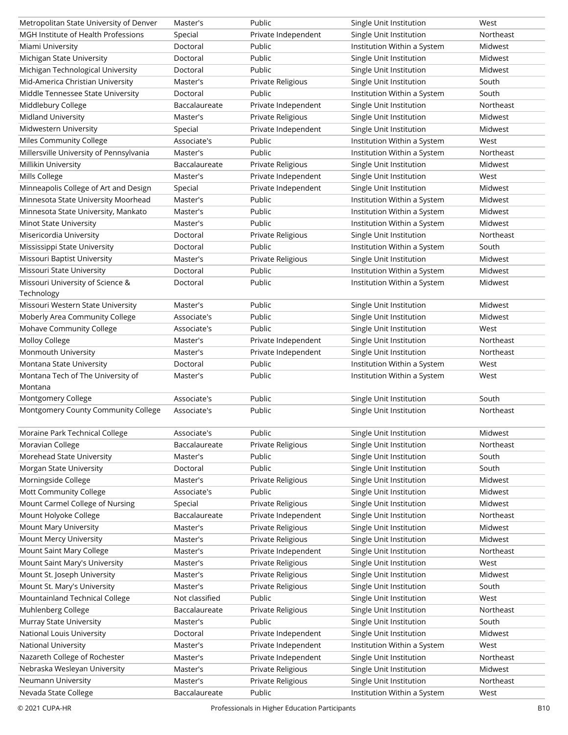| | | | | |
|---|---|---|---|---|
| Metropolitan State University of Denver | Master's | Public | Single Unit Institution | West |
| MGH Institute of Health Professions | Special | Private Independent | Single Unit Institution | Northeast |
| Miami University | Doctoral | Public | Institution Within a System | Midwest |
| Michigan State University | Doctoral | Public | Single Unit Institution | Midwest |
| Michigan Technological University | Doctoral | Public | Single Unit Institution | Midwest |
| Mid-America Christian University | Master's | Private Religious | Single Unit Institution | South |
| Middle Tennessee State University | Doctoral | Public | Institution Within a System | South |
| Middlebury College | Baccalaureate | Private Independent | Single Unit Institution | Northeast |
| Midland University | Master's | Private Religious | Single Unit Institution | Midwest |
| Midwestern University | Special | Private Independent | Single Unit Institution | Midwest |
| Miles Community College | Associate's | Public | Institution Within a System | West |
| Millersville University of Pennsylvania | Master's | Public | Institution Within a System | Northeast |
| Millikin University | Baccalaureate | Private Religious | Single Unit Institution | Midwest |
| Mills College | Master's | Private Independent | Single Unit Institution | West |
| Minneapolis College of Art and Design | Special | Private Independent | Single Unit Institution | Midwest |
| Minnesota State University Moorhead | Master's | Public | Institution Within a System | Midwest |
| Minnesota State University, Mankato | Master's | Public | Institution Within a System | Midwest |
| Minot State University | Master's | Public | Institution Within a System | Midwest |
| Misericordia University | Doctoral | Private Religious | Single Unit Institution | Northeast |
| Mississippi State University | Doctoral | Public | Institution Within a System | South |
| Missouri Baptist University | Master's | Private Religious | Single Unit Institution | Midwest |
| Missouri State University | Doctoral | Public | Institution Within a System | Midwest |
| Missouri University of Science & Technology | Doctoral | Public | Institution Within a System | Midwest |
| Missouri Western State University | Master's | Public | Single Unit Institution | Midwest |
| Moberly Area Community College | Associate's | Public | Single Unit Institution | Midwest |
| Mohave Community College | Associate's | Public | Single Unit Institution | West |
| Molloy College | Master's | Private Independent | Single Unit Institution | Northeast |
| Monmouth University | Master's | Private Independent | Single Unit Institution | Northeast |
| Montana State University | Doctoral | Public | Institution Within a System | West |
| Montana Tech of The University of Montana | Master's | Public | Institution Within a System | West |
| Montgomery College | Associate's | Public | Single Unit Institution | South |
| Montgomery County Community College | Associate's | Public | Single Unit Institution | Northeast |
| Moraine Park Technical College | Associate's | Public | Single Unit Institution | Midwest |
| Moravian College | Baccalaureate | Private Religious | Single Unit Institution | Northeast |
| Morehead State University | Master's | Public | Single Unit Institution | South |
| Morgan State University | Doctoral | Public | Single Unit Institution | South |
| Morningside College | Master's | Private Religious | Single Unit Institution | Midwest |
| Mott Community College | Associate's | Public | Single Unit Institution | Midwest |
| Mount Carmel College of Nursing | Special | Private Religious | Single Unit Institution | Midwest |
| Mount Holyoke College | Baccalaureate | Private Independent | Single Unit Institution | Northeast |
| Mount Mary University | Master's | Private Religious | Single Unit Institution | Midwest |
| Mount Mercy University | Master's | Private Religious | Single Unit Institution | Midwest |
| Mount Saint Mary College | Master's | Private Independent | Single Unit Institution | Northeast |
| Mount Saint Mary's University | Master's | Private Religious | Single Unit Institution | West |
| Mount St. Joseph University | Master's | Private Religious | Single Unit Institution | Midwest |
| Mount St. Mary's University | Master's | Private Religious | Single Unit Institution | South |
| Mountainland Technical College | Not classified | Public | Single Unit Institution | West |
| Muhlenberg College | Baccalaureate | Private Religious | Single Unit Institution | Northeast |
| Murray State University | Master's | Public | Single Unit Institution | South |
| National Louis University | Doctoral | Private Independent | Single Unit Institution | Midwest |
| National University | Master's | Private Independent | Institution Within a System | West |
| Nazareth College of Rochester | Master's | Private Independent | Single Unit Institution | Northeast |
| Nebraska Wesleyan University | Master's | Private Religious | Single Unit Institution | Midwest |
| Neumann University | Master's | Private Religious | Single Unit Institution | Northeast |
| Nevada State College | Baccalaureate | Public | Institution Within a System | West |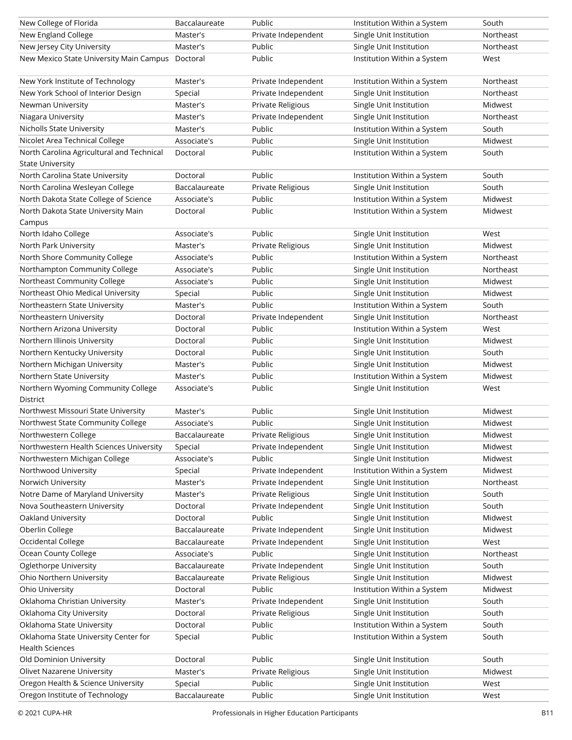| New College of Florida | Baccalaureate | Public | Institution Within a System | South |
|---|---|---|---|---|
| New England College | Master's | Private Independent | Single Unit Institution | Northeast |
| New Jersey City University | Master's | Public | Single Unit Institution | Northeast |
| New Mexico State University Main Campus | Doctoral | Public | Institution Within a System | West |
| New York Institute of Technology | Master's | Private Independent | Institution Within a System | Northeast |
| New York School of Interior Design | Special | Private Independent | Single Unit Institution | Northeast |
| Newman University | Master's | Private Religious | Single Unit Institution | Midwest |
| Niagara University | Master's | Private Independent | Single Unit Institution | Northeast |
| Nicholls State University | Master's | Public | Institution Within a System | South |
| Nicolet Area Technical College | Associate's | Public | Single Unit Institution | Midwest |
| North Carolina Agricultural and Technical State University | Doctoral | Public | Institution Within a System | South |
| North Carolina State University | Doctoral | Public | Institution Within a System | South |
| North Carolina Wesleyan College | Baccalaureate | Private Religious | Single Unit Institution | South |
| North Dakota State College of Science | Associate's | Public | Institution Within a System | Midwest |
| North Dakota State University Main Campus | Doctoral | Public | Institution Within a System | Midwest |
| North Idaho College | Associate's | Public | Single Unit Institution | West |
| North Park University | Master's | Private Religious | Single Unit Institution | Midwest |
| North Shore Community College | Associate's | Public | Institution Within a System | Northeast |
| Northampton Community College | Associate's | Public | Single Unit Institution | Northeast |
| Northeast Community College | Associate's | Public | Single Unit Institution | Midwest |
| Northeast Ohio Medical University | Special | Public | Single Unit Institution | Midwest |
| Northeastern State University | Master's | Public | Institution Within a System | South |
| Northeastern University | Doctoral | Private Independent | Single Unit Institution | Northeast |
| Northern Arizona University | Doctoral | Public | Institution Within a System | West |
| Northern Illinois University | Doctoral | Public | Single Unit Institution | Midwest |
| Northern Kentucky University | Doctoral | Public | Single Unit Institution | South |
| Northern Michigan University | Master's | Public | Single Unit Institution | Midwest |
| Northern State University | Master's | Public | Institution Within a System | Midwest |
| Northern Wyoming Community College District | Associate's | Public | Single Unit Institution | West |
| Northwest Missouri State University | Master's | Public | Single Unit Institution | Midwest |
| Northwest State Community College | Associate's | Public | Single Unit Institution | Midwest |
| Northwestern College | Baccalaureate | Private Religious | Single Unit Institution | Midwest |
| Northwestern Health Sciences University | Special | Private Independent | Single Unit Institution | Midwest |
| Northwestern Michigan College | Associate's | Public | Single Unit Institution | Midwest |
| Northwood University | Special | Private Independent | Institution Within a System | Midwest |
| Norwich University | Master's | Private Independent | Single Unit Institution | Northeast |
| Notre Dame of Maryland University | Master's | Private Religious | Single Unit Institution | South |
| Nova Southeastern University | Doctoral | Private Independent | Single Unit Institution | South |
| Oakland University | Doctoral | Public | Single Unit Institution | Midwest |
| Oberlin College | Baccalaureate | Private Independent | Single Unit Institution | Midwest |
| Occidental College | Baccalaureate | Private Independent | Single Unit Institution | West |
| Ocean County College | Associate's | Public | Single Unit Institution | Northeast |
| Oglethorpe University | Baccalaureate | Private Independent | Single Unit Institution | South |
| Ohio Northern University | Baccalaureate | Private Religious | Single Unit Institution | Midwest |
| Ohio University | Doctoral | Public | Institution Within a System | Midwest |
| Oklahoma Christian University | Master's | Private Independent | Single Unit Institution | South |
| Oklahoma City University | Doctoral | Private Religious | Single Unit Institution | South |
| Oklahoma State University | Doctoral | Public | Institution Within a System | South |
| Oklahoma State University Center for Health Sciences | Special | Public | Institution Within a System | South |
| Old Dominion University | Doctoral | Public | Single Unit Institution | South |
| Olivet Nazarene University | Master's | Private Religious | Single Unit Institution | Midwest |
| Oregon Health & Science University | Special | Public | Single Unit Institution | West |
| Oregon Institute of Technology | Baccalaureate | Public | Single Unit Institution | West |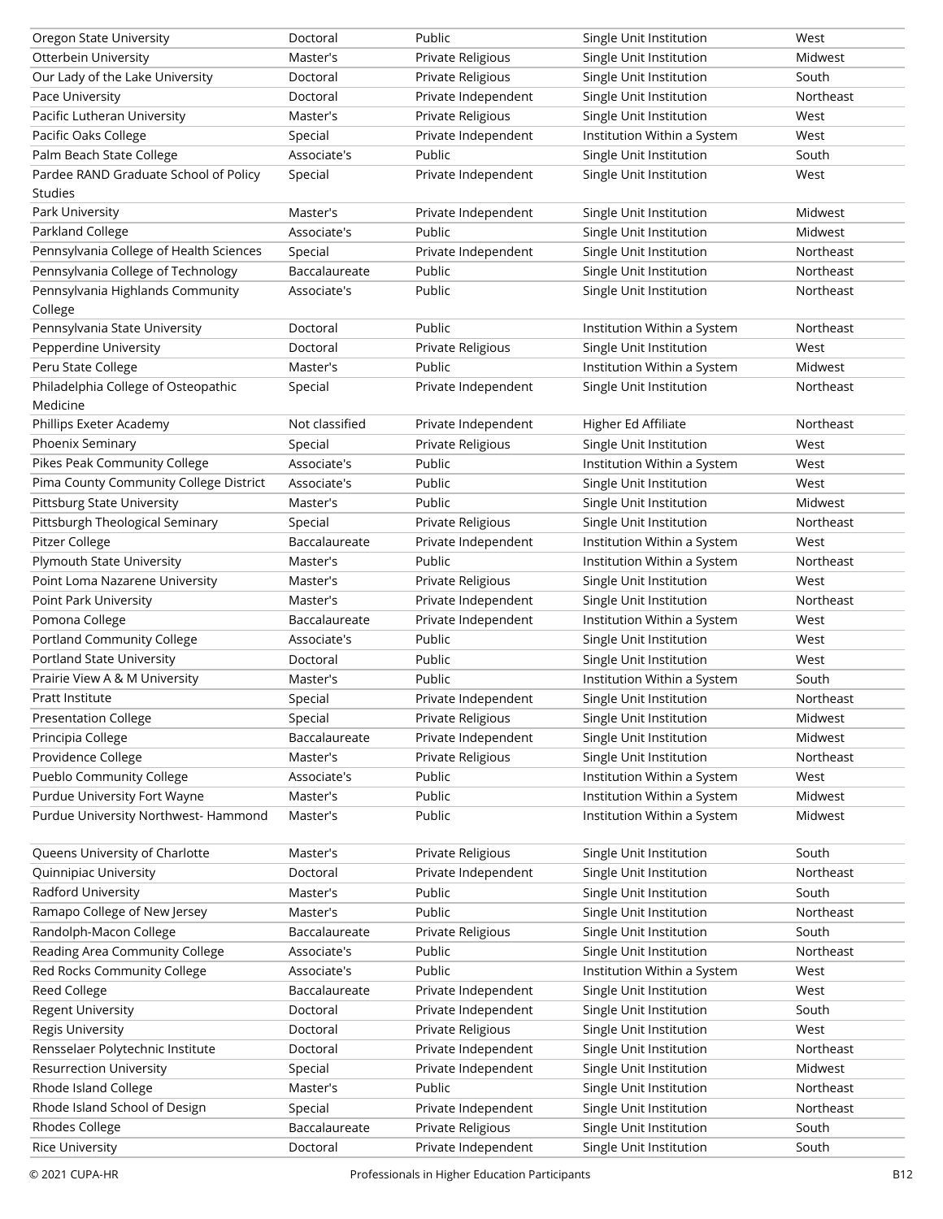| | | | | |
|---|---|---|---|---|
| Oregon State University | Doctoral | Public | Single Unit Institution | West |
| Otterbein University | Master's | Private Religious | Single Unit Institution | Midwest |
| Our Lady of the Lake University | Doctoral | Private Religious | Single Unit Institution | South |
| Pace University | Doctoral | Private Independent | Single Unit Institution | Northeast |
| Pacific Lutheran University | Master's | Private Religious | Single Unit Institution | West |
| Pacific Oaks College | Special | Private Independent | Institution Within a System | West |
| Palm Beach State College | Associate's | Public | Single Unit Institution | South |
| Pardee RAND Graduate School of Policy Studies | Special | Private Independent | Single Unit Institution | West |
| Park University | Master's | Private Independent | Single Unit Institution | Midwest |
| Parkland College | Associate's | Public | Single Unit Institution | Midwest |
| Pennsylvania College of Health Sciences | Special | Private Independent | Single Unit Institution | Northeast |
| Pennsylvania College of Technology | Baccalaureate | Public | Single Unit Institution | Northeast |
| Pennsylvania Highlands Community College | Associate's | Public | Single Unit Institution | Northeast |
| Pennsylvania State University | Doctoral | Public | Institution Within a System | Northeast |
| Pepperdine University | Doctoral | Private Religious | Single Unit Institution | West |
| Peru State College | Master's | Public | Institution Within a System | Midwest |
| Philadelphia College of Osteopathic Medicine | Special | Private Independent | Single Unit Institution | Northeast |
| Phillips Exeter Academy | Not classified | Private Independent | Higher Ed Affiliate | Northeast |
| Phoenix Seminary | Special | Private Religious | Single Unit Institution | West |
| Pikes Peak Community College | Associate's | Public | Institution Within a System | West |
| Pima County Community College District | Associate's | Public | Single Unit Institution | West |
| Pittsburg State University | Master's | Public | Single Unit Institution | Midwest |
| Pittsburgh Theological Seminary | Special | Private Religious | Single Unit Institution | Northeast |
| Pitzer College | Baccalaureate | Private Independent | Institution Within a System | West |
| Plymouth State University | Master's | Public | Institution Within a System | Northeast |
| Point Loma Nazarene University | Master's | Private Religious | Single Unit Institution | West |
| Point Park University | Master's | Private Independent | Single Unit Institution | Northeast |
| Pomona College | Baccalaureate | Private Independent | Institution Within a System | West |
| Portland Community College | Associate's | Public | Single Unit Institution | West |
| Portland State University | Doctoral | Public | Single Unit Institution | West |
| Prairie View A & M University | Master's | Public | Institution Within a System | South |
| Pratt Institute | Special | Private Independent | Single Unit Institution | Northeast |
| Presentation College | Special | Private Religious | Single Unit Institution | Midwest |
| Principia College | Baccalaureate | Private Independent | Single Unit Institution | Midwest |
| Providence College | Master's | Private Religious | Single Unit Institution | Northeast |
| Pueblo Community College | Associate's | Public | Institution Within a System | West |
| Purdue University Fort Wayne | Master's | Public | Institution Within a System | Midwest |
| Purdue University Northwest- Hammond | Master's | Public | Institution Within a System | Midwest |
| Queens University of Charlotte | Master's | Private Religious | Single Unit Institution | South |
| Quinnipiac University | Doctoral | Private Independent | Single Unit Institution | Northeast |
| Radford University | Master's | Public | Single Unit Institution | South |
| Ramapo College of New Jersey | Master's | Public | Single Unit Institution | Northeast |
| Randolph-Macon College | Baccalaureate | Private Religious | Single Unit Institution | South |
| Reading Area Community College | Associate's | Public | Single Unit Institution | Northeast |
| Red Rocks Community College | Associate's | Public | Institution Within a System | West |
| Reed College | Baccalaureate | Private Independent | Single Unit Institution | West |
| Regent University | Doctoral | Private Independent | Single Unit Institution | South |
| Regis University | Doctoral | Private Religious | Single Unit Institution | West |
| Rensselaer Polytechnic Institute | Doctoral | Private Independent | Single Unit Institution | Northeast |
| Resurrection University | Special | Private Independent | Single Unit Institution | Midwest |
| Rhode Island College | Master's | Public | Single Unit Institution | Northeast |
| Rhode Island School of Design | Special | Private Independent | Single Unit Institution | Northeast |
| Rhodes College | Baccalaureate | Private Religious | Single Unit Institution | South |
| Rice University | Doctoral | Private Independent | Single Unit Institution | South |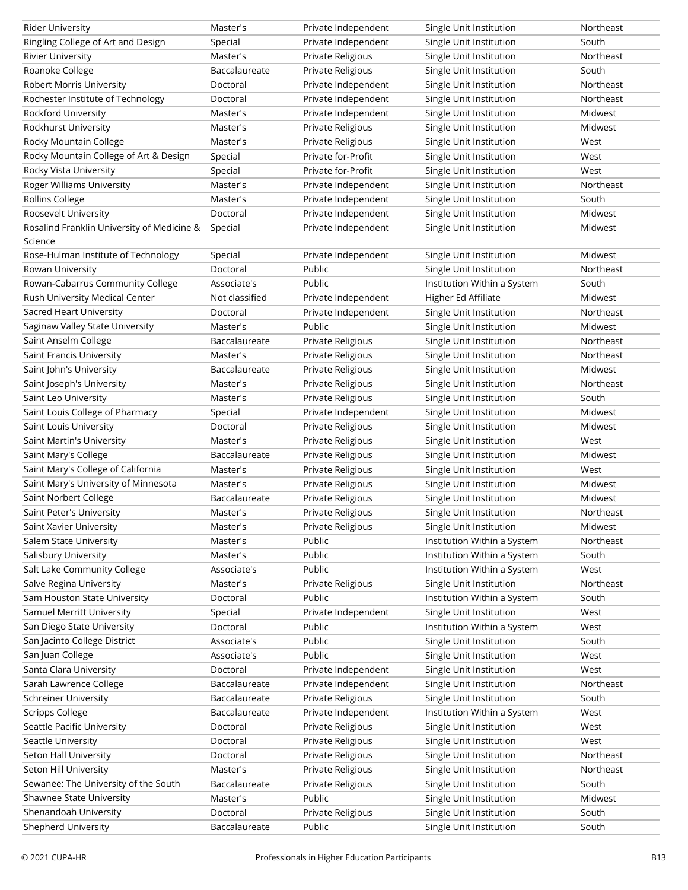| | | | | |
|---|---|---|---|---|
| Rider University | Master's | Private Independent | Single Unit Institution | Northeast |
| Ringling College of Art and Design | Special | Private Independent | Single Unit Institution | South |
| Rivier University | Master's | Private Religious | Single Unit Institution | Northeast |
| Roanoke College | Baccalaureate | Private Religious | Single Unit Institution | South |
| Robert Morris University | Doctoral | Private Independent | Single Unit Institution | Northeast |
| Rochester Institute of Technology | Doctoral | Private Independent | Single Unit Institution | Northeast |
| Rockford University | Master's | Private Independent | Single Unit Institution | Midwest |
| Rockhurst University | Master's | Private Religious | Single Unit Institution | Midwest |
| Rocky Mountain College | Master's | Private Religious | Single Unit Institution | West |
| Rocky Mountain College of Art & Design | Special | Private for-Profit | Single Unit Institution | West |
| Rocky Vista University | Special | Private for-Profit | Single Unit Institution | West |
| Roger Williams University | Master's | Private Independent | Single Unit Institution | Northeast |
| Rollins College | Master's | Private Independent | Single Unit Institution | South |
| Roosevelt University | Doctoral | Private Independent | Single Unit Institution | Midwest |
| Rosalind Franklin University of Medicine & Science | Special | Private Independent | Single Unit Institution | Midwest |
| Rose-Hulman Institute of Technology | Special | Private Independent | Single Unit Institution | Midwest |
| Rowan University | Doctoral | Public | Single Unit Institution | Northeast |
| Rowan-Cabarrus Community College | Associate's | Public | Institution Within a System | South |
| Rush University Medical Center | Not classified | Private Independent | Higher Ed Affiliate | Midwest |
| Sacred Heart University | Doctoral | Private Independent | Single Unit Institution | Northeast |
| Saginaw Valley State University | Master's | Public | Single Unit Institution | Midwest |
| Saint Anselm College | Baccalaureate | Private Religious | Single Unit Institution | Northeast |
| Saint Francis University | Master's | Private Religious | Single Unit Institution | Northeast |
| Saint John's University | Baccalaureate | Private Religious | Single Unit Institution | Midwest |
| Saint Joseph's University | Master's | Private Religious | Single Unit Institution | Northeast |
| Saint Leo University | Master's | Private Religious | Single Unit Institution | South |
| Saint Louis College of Pharmacy | Special | Private Independent | Single Unit Institution | Midwest |
| Saint Louis University | Doctoral | Private Religious | Single Unit Institution | Midwest |
| Saint Martin's University | Master's | Private Religious | Single Unit Institution | West |
| Saint Mary's College | Baccalaureate | Private Religious | Single Unit Institution | Midwest |
| Saint Mary's College of California | Master's | Private Religious | Single Unit Institution | West |
| Saint Mary's University of Minnesota | Master's | Private Religious | Single Unit Institution | Midwest |
| Saint Norbert College | Baccalaureate | Private Religious | Single Unit Institution | Midwest |
| Saint Peter's University | Master's | Private Religious | Single Unit Institution | Northeast |
| Saint Xavier University | Master's | Private Religious | Single Unit Institution | Midwest |
| Salem State University | Master's | Public | Institution Within a System | Northeast |
| Salisbury University | Master's | Public | Institution Within a System | South |
| Salt Lake Community College | Associate's | Public | Institution Within a System | West |
| Salve Regina University | Master's | Private Religious | Single Unit Institution | Northeast |
| Sam Houston State University | Doctoral | Public | Institution Within a System | South |
| Samuel Merritt University | Special | Private Independent | Single Unit Institution | West |
| San Diego State University | Doctoral | Public | Institution Within a System | West |
| San Jacinto College District | Associate's | Public | Single Unit Institution | South |
| San Juan College | Associate's | Public | Single Unit Institution | West |
| Santa Clara University | Doctoral | Private Independent | Single Unit Institution | West |
| Sarah Lawrence College | Baccalaureate | Private Independent | Single Unit Institution | Northeast |
| Schreiner University | Baccalaureate | Private Religious | Single Unit Institution | South |
| Scripps College | Baccalaureate | Private Independent | Institution Within a System | West |
| Seattle Pacific University | Doctoral | Private Religious | Single Unit Institution | West |
| Seattle University | Doctoral | Private Religious | Single Unit Institution | West |
| Seton Hall University | Doctoral | Private Religious | Single Unit Institution | Northeast |
| Seton Hill University | Master's | Private Religious | Single Unit Institution | Northeast |
| Sewanee: The University of the South | Baccalaureate | Private Religious | Single Unit Institution | South |
| Shawnee State University | Master's | Public | Single Unit Institution | Midwest |
| Shenandoah University | Doctoral | Private Religious | Single Unit Institution | South |
| Shepherd University | Baccalaureate | Public | Single Unit Institution | South |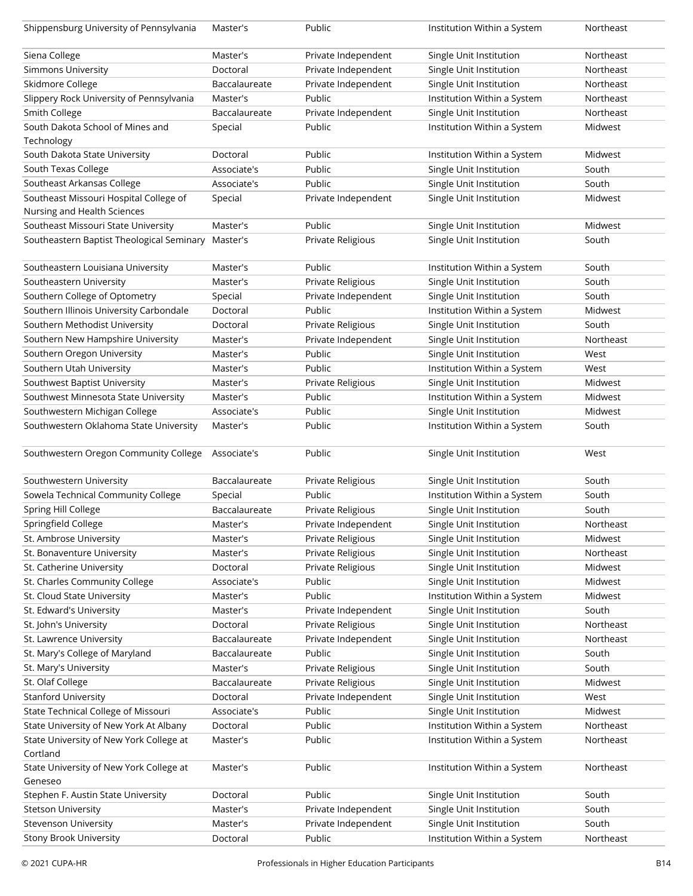| | | | | |
|---|---|---|---|---|
| Shippensburg University of Pennsylvania | Master's | Public | Institution Within a System | Northeast |
| Siena College | Master's | Private Independent | Single Unit Institution | Northeast |
| Simmons University | Doctoral | Private Independent | Single Unit Institution | Northeast |
| Skidmore College | Baccalaureate | Private Independent | Single Unit Institution | Northeast |
| Slippery Rock University of Pennsylvania | Master's | Public | Institution Within a System | Northeast |
| Smith College | Baccalaureate | Private Independent | Single Unit Institution | Northeast |
| South Dakota School of Mines and Technology | Special | Public | Institution Within a System | Midwest |
| South Dakota State University | Doctoral | Public | Institution Within a System | Midwest |
| South Texas College | Associate's | Public | Single Unit Institution | South |
| Southeast Arkansas College | Associate's | Public | Single Unit Institution | South |
| Southeast Missouri Hospital College of Nursing and Health Sciences | Special | Private Independent | Single Unit Institution | Midwest |
| Southeast Missouri State University | Master's | Public | Single Unit Institution | Midwest |
| Southeastern Baptist Theological Seminary | Master's | Private Religious | Single Unit Institution | South |
| Southeastern Louisiana University | Master's | Public | Institution Within a System | South |
| Southeastern University | Master's | Private Religious | Single Unit Institution | South |
| Southern College of Optometry | Special | Private Independent | Single Unit Institution | South |
| Southern Illinois University Carbondale | Doctoral | Public | Institution Within a System | Midwest |
| Southern Methodist University | Doctoral | Private Religious | Single Unit Institution | South |
| Southern New Hampshire University | Master's | Private Independent | Single Unit Institution | Northeast |
| Southern Oregon University | Master's | Public | Single Unit Institution | West |
| Southern Utah University | Master's | Public | Institution Within a System | West |
| Southwest Baptist University | Master's | Private Religious | Single Unit Institution | Midwest |
| Southwest Minnesota State University | Master's | Public | Institution Within a System | Midwest |
| Southwestern Michigan College | Associate's | Public | Single Unit Institution | Midwest |
| Southwestern Oklahoma State University | Master's | Public | Institution Within a System | South |
| Southwestern Oregon Community College | Associate's | Public | Single Unit Institution | West |
| Southwestern University | Baccalaureate | Private Religious | Single Unit Institution | South |
| Sowela Technical Community College | Special | Public | Institution Within a System | South |
| Spring Hill College | Baccalaureate | Private Religious | Single Unit Institution | South |
| Springfield College | Master's | Private Independent | Single Unit Institution | Northeast |
| St. Ambrose University | Master's | Private Religious | Single Unit Institution | Midwest |
| St. Bonaventure University | Master's | Private Religious | Single Unit Institution | Northeast |
| St. Catherine University | Doctoral | Private Religious | Single Unit Institution | Midwest |
| St. Charles Community College | Associate's | Public | Single Unit Institution | Midwest |
| St. Cloud State University | Master's | Public | Institution Within a System | Midwest |
| St. Edward's University | Master's | Private Independent | Single Unit Institution | South |
| St. John's University | Doctoral | Private Religious | Single Unit Institution | Northeast |
| St. Lawrence University | Baccalaureate | Private Independent | Single Unit Institution | Northeast |
| St. Mary's College of Maryland | Baccalaureate | Public | Single Unit Institution | South |
| St. Mary's University | Master's | Private Religious | Single Unit Institution | South |
| St. Olaf College | Baccalaureate | Private Religious | Single Unit Institution | Midwest |
| Stanford University | Doctoral | Private Independent | Single Unit Institution | West |
| State Technical College of Missouri | Associate's | Public | Single Unit Institution | Midwest |
| State University of New York At Albany | Doctoral | Public | Institution Within a System | Northeast |
| State University of New York College at Cortland | Master's | Public | Institution Within a System | Northeast |
| State University of New York College at Geneseo | Master's | Public | Institution Within a System | Northeast |
| Stephen F. Austin State University | Doctoral | Public | Single Unit Institution | South |
| Stetson University | Master's | Private Independent | Single Unit Institution | South |
| Stevenson University | Master's | Private Independent | Single Unit Institution | South |
| Stony Brook University | Doctoral | Public | Institution Within a System | Northeast |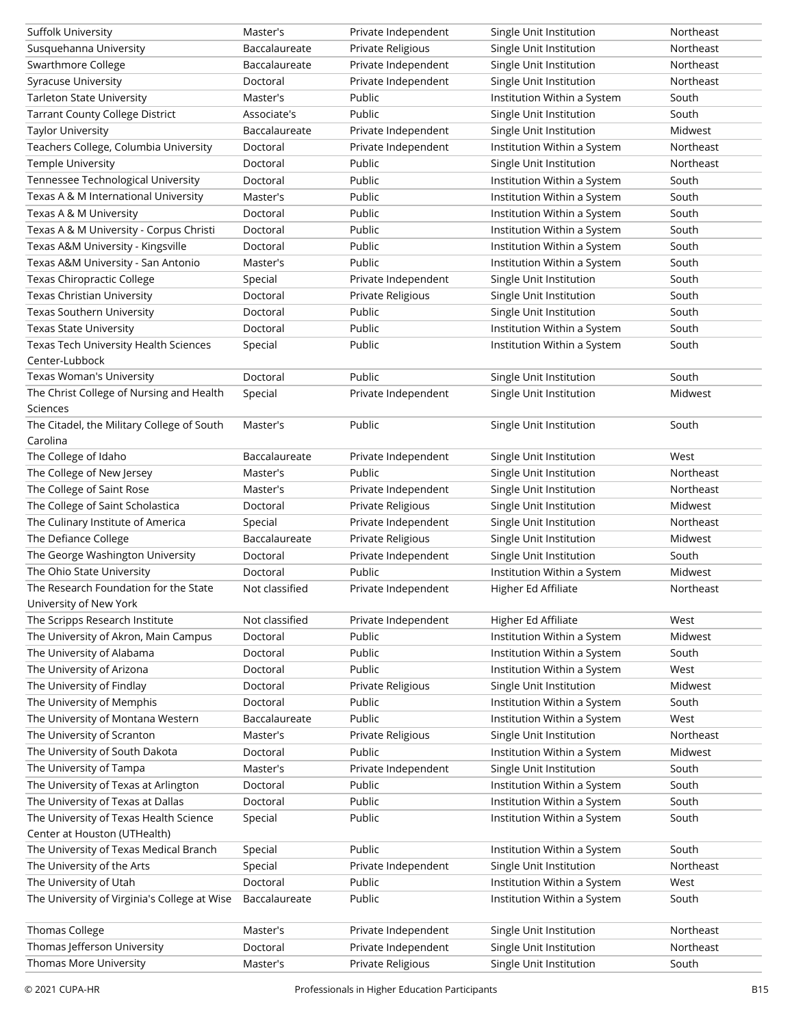| | | | | |
|---|---|---|---|---|
| Suffolk University | Master's | Private Independent | Single Unit Institution | Northeast |
| Susquehanna University | Baccalaureate | Private Religious | Single Unit Institution | Northeast |
| Swarthmore College | Baccalaureate | Private Independent | Single Unit Institution | Northeast |
| Syracuse University | Doctoral | Private Independent | Single Unit Institution | Northeast |
| Tarleton State University | Master's | Public | Institution Within a System | South |
| Tarrant County College District | Associate's | Public | Single Unit Institution | South |
| Taylor University | Baccalaureate | Private Independent | Single Unit Institution | Midwest |
| Teachers College, Columbia University | Doctoral | Private Independent | Institution Within a System | Northeast |
| Temple University | Doctoral | Public | Single Unit Institution | Northeast |
| Tennessee Technological University | Doctoral | Public | Institution Within a System | South |
| Texas A & M International University | Master's | Public | Institution Within a System | South |
| Texas A & M University | Doctoral | Public | Institution Within a System | South |
| Texas A & M University - Corpus Christi | Doctoral | Public | Institution Within a System | South |
| Texas A&M University - Kingsville | Doctoral | Public | Institution Within a System | South |
| Texas A&M University - San Antonio | Master's | Public | Institution Within a System | South |
| Texas Chiropractic College | Special | Private Independent | Single Unit Institution | South |
| Texas Christian University | Doctoral | Private Religious | Single Unit Institution | South |
| Texas Southern University | Doctoral | Public | Single Unit Institution | South |
| Texas State University | Doctoral | Public | Institution Within a System | South |
| Texas Tech University Health Sciences Center-Lubbock | Special | Public | Institution Within a System | South |
| Texas Woman's University | Doctoral | Public | Single Unit Institution | South |
| The Christ College of Nursing and Health Sciences | Special | Private Independent | Single Unit Institution | Midwest |
| The Citadel, the Military College of South Carolina | Master's | Public | Single Unit Institution | South |
| The College of Idaho | Baccalaureate | Private Independent | Single Unit Institution | West |
| The College of New Jersey | Master's | Public | Single Unit Institution | Northeast |
| The College of Saint Rose | Master's | Private Independent | Single Unit Institution | Northeast |
| The College of Saint Scholastica | Doctoral | Private Religious | Single Unit Institution | Midwest |
| The Culinary Institute of America | Special | Private Independent | Single Unit Institution | Northeast |
| The Defiance College | Baccalaureate | Private Religious | Single Unit Institution | Midwest |
| The George Washington University | Doctoral | Private Independent | Single Unit Institution | South |
| The Ohio State University | Doctoral | Public | Institution Within a System | Midwest |
| The Research Foundation for the State University of New York | Not classified | Private Independent | Higher Ed Affiliate | Northeast |
| The Scripps Research Institute | Not classified | Private Independent | Higher Ed Affiliate | West |
| The University of Akron, Main Campus | Doctoral | Public | Institution Within a System | Midwest |
| The University of Alabama | Doctoral | Public | Institution Within a System | South |
| The University of Arizona | Doctoral | Public | Institution Within a System | West |
| The University of Findlay | Doctoral | Private Religious | Single Unit Institution | Midwest |
| The University of Memphis | Doctoral | Public | Institution Within a System | South |
| The University of Montana Western | Baccalaureate | Public | Institution Within a System | West |
| The University of Scranton | Master's | Private Religious | Single Unit Institution | Northeast |
| The University of South Dakota | Doctoral | Public | Institution Within a System | Midwest |
| The University of Tampa | Master's | Private Independent | Single Unit Institution | South |
| The University of Texas at Arlington | Doctoral | Public | Institution Within a System | South |
| The University of Texas at Dallas | Doctoral | Public | Institution Within a System | South |
| The University of Texas Health Science Center at Houston (UTHealth) | Special | Public | Institution Within a System | South |
| The University of Texas Medical Branch | Special | Public | Institution Within a System | South |
| The University of the Arts | Special | Private Independent | Single Unit Institution | Northeast |
| The University of Utah | Doctoral | Public | Institution Within a System | West |
| The University of Virginia's College at Wise | Baccalaureate | Public | Institution Within a System | South |
| Thomas College | Master's | Private Independent | Single Unit Institution | Northeast |
| Thomas Jefferson University | Doctoral | Private Independent | Single Unit Institution | Northeast |
| Thomas More University | Master's | Private Religious | Single Unit Institution | South |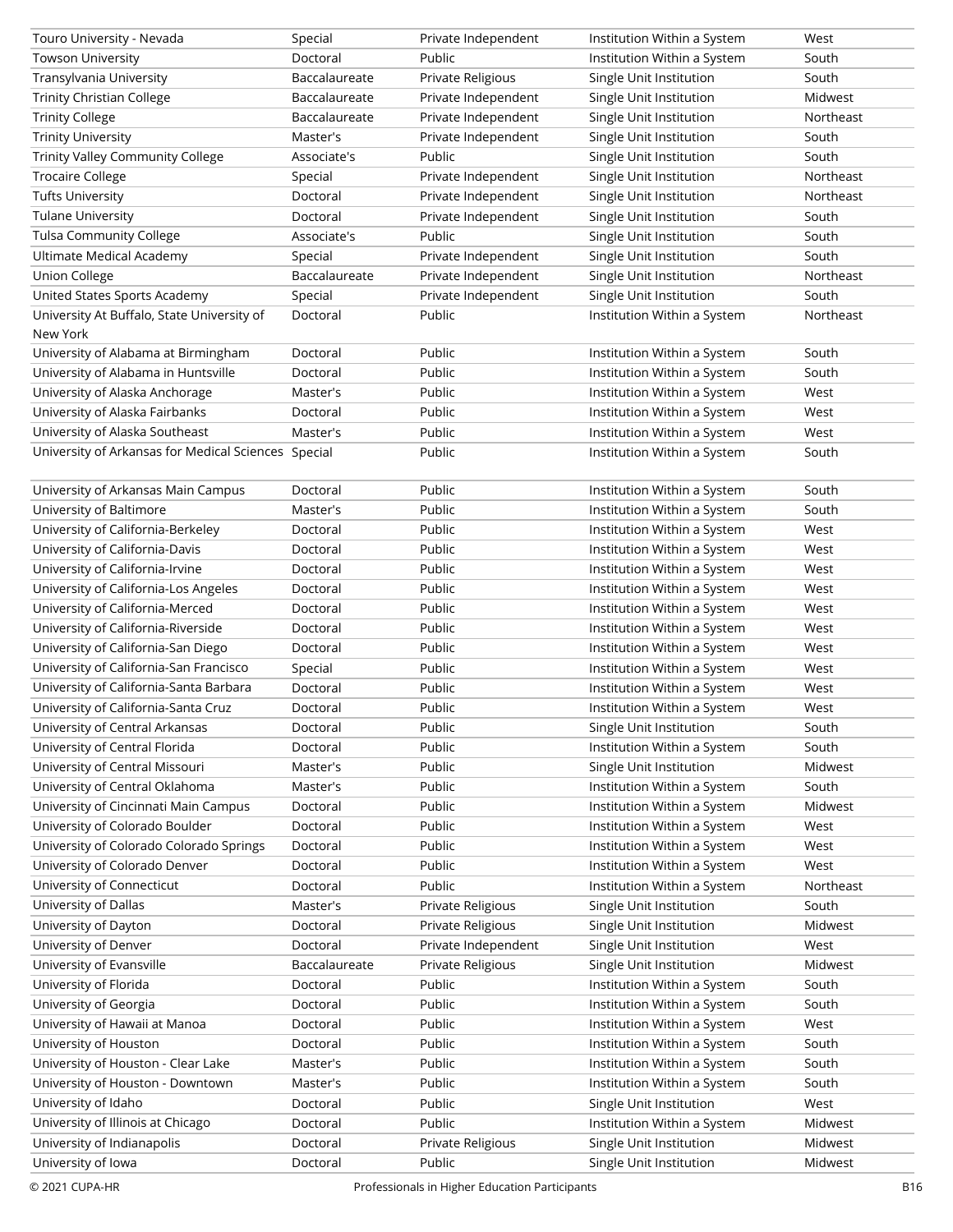| | | | | |
|---|---|---|---|---|
| Touro University - Nevada | Special | Private Independent | Institution Within a System | West |
| Towson University | Doctoral | Public | Institution Within a System | South |
| Transylvania University | Baccalaureate | Private Religious | Single Unit Institution | South |
| Trinity Christian College | Baccalaureate | Private Independent | Single Unit Institution | Midwest |
| Trinity College | Baccalaureate | Private Independent | Single Unit Institution | Northeast |
| Trinity University | Master's | Private Independent | Single Unit Institution | South |
| Trinity Valley Community College | Associate's | Public | Single Unit Institution | South |
| Trocaire College | Special | Private Independent | Single Unit Institution | Northeast |
| Tufts University | Doctoral | Private Independent | Single Unit Institution | Northeast |
| Tulane University | Doctoral | Private Independent | Single Unit Institution | South |
| Tulsa Community College | Associate's | Public | Single Unit Institution | South |
| Ultimate Medical Academy | Special | Private Independent | Single Unit Institution | South |
| Union College | Baccalaureate | Private Independent | Single Unit Institution | Northeast |
| United States Sports Academy | Special | Private Independent | Single Unit Institution | South |
| University At Buffalo, State University of New York | Doctoral | Public | Institution Within a System | Northeast |
| University of Alabama at Birmingham | Doctoral | Public | Institution Within a System | South |
| University of Alabama in Huntsville | Doctoral | Public | Institution Within a System | South |
| University of Alaska Anchorage | Master's | Public | Institution Within a System | West |
| University of Alaska Fairbanks | Doctoral | Public | Institution Within a System | West |
| University of Alaska Southeast | Master's | Public | Institution Within a System | West |
| University of Arkansas for Medical Sciences | Special | Public | Institution Within a System | South |
| University of Arkansas Main Campus | Doctoral | Public | Institution Within a System | South |
| University of Baltimore | Master's | Public | Institution Within a System | South |
| University of California-Berkeley | Doctoral | Public | Institution Within a System | West |
| University of California-Davis | Doctoral | Public | Institution Within a System | West |
| University of California-Irvine | Doctoral | Public | Institution Within a System | West |
| University of California-Los Angeles | Doctoral | Public | Institution Within a System | West |
| University of California-Merced | Doctoral | Public | Institution Within a System | West |
| University of California-Riverside | Doctoral | Public | Institution Within a System | West |
| University of California-San Diego | Doctoral | Public | Institution Within a System | West |
| University of California-San Francisco | Special | Public | Institution Within a System | West |
| University of California-Santa Barbara | Doctoral | Public | Institution Within a System | West |
| University of California-Santa Cruz | Doctoral | Public | Institution Within a System | West |
| University of Central Arkansas | Doctoral | Public | Single Unit Institution | South |
| University of Central Florida | Doctoral | Public | Institution Within a System | South |
| University of Central Missouri | Master's | Public | Single Unit Institution | Midwest |
| University of Central Oklahoma | Master's | Public | Institution Within a System | South |
| University of Cincinnati Main Campus | Doctoral | Public | Institution Within a System | Midwest |
| University of Colorado Boulder | Doctoral | Public | Institution Within a System | West |
| University of Colorado Colorado Springs | Doctoral | Public | Institution Within a System | West |
| University of Colorado Denver | Doctoral | Public | Institution Within a System | West |
| University of Connecticut | Doctoral | Public | Institution Within a System | Northeast |
| University of Dallas | Master's | Private Religious | Single Unit Institution | South |
| University of Dayton | Doctoral | Private Religious | Single Unit Institution | Midwest |
| University of Denver | Doctoral | Private Independent | Single Unit Institution | West |
| University of Evansville | Baccalaureate | Private Religious | Single Unit Institution | Midwest |
| University of Florida | Doctoral | Public | Institution Within a System | South |
| University of Georgia | Doctoral | Public | Institution Within a System | South |
| University of Hawaii at Manoa | Doctoral | Public | Institution Within a System | West |
| University of Houston | Doctoral | Public | Institution Within a System | South |
| University of Houston - Clear Lake | Master's | Public | Institution Within a System | South |
| University of Houston - Downtown | Master's | Public | Institution Within a System | South |
| University of Idaho | Doctoral | Public | Single Unit Institution | West |
| University of Illinois at Chicago | Doctoral | Public | Institution Within a System | Midwest |
| University of Indianapolis | Doctoral | Private Religious | Single Unit Institution | Midwest |
| University of Iowa | Doctoral | Public | Single Unit Institution | Midwest |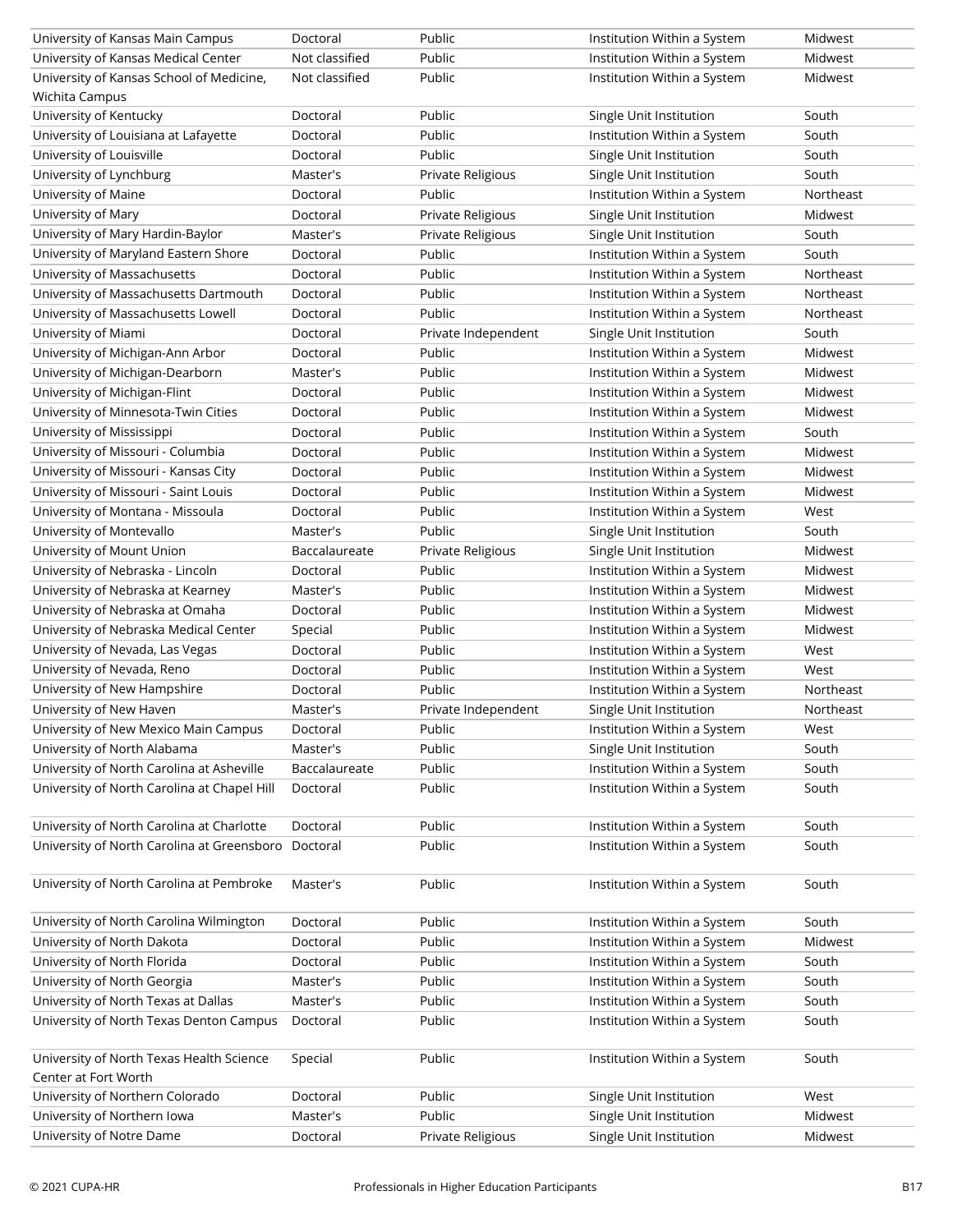| | | | | |
|---|---|---|---|---|
| University of Kansas Main Campus | Doctoral | Public | Institution Within a System | Midwest |
| University of Kansas Medical Center | Not classified | Public | Institution Within a System | Midwest |
| University of Kansas School of Medicine, Wichita Campus | Not classified | Public | Institution Within a System | Midwest |
| University of Kentucky | Doctoral | Public | Single Unit Institution | South |
| University of Louisiana at Lafayette | Doctoral | Public | Institution Within a System | South |
| University of Louisville | Doctoral | Public | Single Unit Institution | South |
| University of Lynchburg | Master's | Private Religious | Single Unit Institution | South |
| University of Maine | Doctoral | Public | Institution Within a System | Northeast |
| University of Mary | Doctoral | Private Religious | Single Unit Institution | Midwest |
| University of Mary Hardin-Baylor | Master's | Private Religious | Single Unit Institution | South |
| University of Maryland Eastern Shore | Doctoral | Public | Institution Within a System | South |
| University of Massachusetts | Doctoral | Public | Institution Within a System | Northeast |
| University of Massachusetts Dartmouth | Doctoral | Public | Institution Within a System | Northeast |
| University of Massachusetts Lowell | Doctoral | Public | Institution Within a System | Northeast |
| University of Miami | Doctoral | Private Independent | Single Unit Institution | South |
| University of Michigan-Ann Arbor | Doctoral | Public | Institution Within a System | Midwest |
| University of Michigan-Dearborn | Master's | Public | Institution Within a System | Midwest |
| University of Michigan-Flint | Doctoral | Public | Institution Within a System | Midwest |
| University of Minnesota-Twin Cities | Doctoral | Public | Institution Within a System | Midwest |
| University of Mississippi | Doctoral | Public | Institution Within a System | South |
| University of Missouri - Columbia | Doctoral | Public | Institution Within a System | Midwest |
| University of Missouri - Kansas City | Doctoral | Public | Institution Within a System | Midwest |
| University of Missouri - Saint Louis | Doctoral | Public | Institution Within a System | Midwest |
| University of Montana - Missoula | Doctoral | Public | Institution Within a System | West |
| University of Montevallo | Master's | Public | Single Unit Institution | South |
| University of Mount Union | Baccalaureate | Private Religious | Single Unit Institution | Midwest |
| University of Nebraska - Lincoln | Doctoral | Public | Institution Within a System | Midwest |
| University of Nebraska at Kearney | Master's | Public | Institution Within a System | Midwest |
| University of Nebraska at Omaha | Doctoral | Public | Institution Within a System | Midwest |
| University of Nebraska Medical Center | Special | Public | Institution Within a System | Midwest |
| University of Nevada, Las Vegas | Doctoral | Public | Institution Within a System | West |
| University of Nevada, Reno | Doctoral | Public | Institution Within a System | West |
| University of New Hampshire | Doctoral | Public | Institution Within a System | Northeast |
| University of New Haven | Master's | Private Independent | Single Unit Institution | Northeast |
| University of New Mexico Main Campus | Doctoral | Public | Institution Within a System | West |
| University of North Alabama | Master's | Public | Single Unit Institution | South |
| University of North Carolina at Asheville | Baccalaureate | Public | Institution Within a System | South |
| University of North Carolina at Chapel Hill | Doctoral | Public | Institution Within a System | South |
| University of North Carolina at Charlotte | Doctoral | Public | Institution Within a System | South |
| University of North Carolina at Greensboro | Doctoral | Public | Institution Within a System | South |
| University of North Carolina at Pembroke | Master's | Public | Institution Within a System | South |
| University of North Carolina Wilmington | Doctoral | Public | Institution Within a System | South |
| University of North Dakota | Doctoral | Public | Institution Within a System | Midwest |
| University of North Florida | Doctoral | Public | Institution Within a System | South |
| University of North Georgia | Master's | Public | Institution Within a System | South |
| University of North Texas at Dallas | Master's | Public | Institution Within a System | South |
| University of North Texas Denton Campus | Doctoral | Public | Institution Within a System | South |
| University of North Texas Health Science Center at Fort Worth | Special | Public | Institution Within a System | South |
| University of Northern Colorado | Doctoral | Public | Single Unit Institution | West |
| University of Northern Iowa | Master's | Public | Single Unit Institution | Midwest |
| University of Notre Dame | Doctoral | Private Religious | Single Unit Institution | Midwest |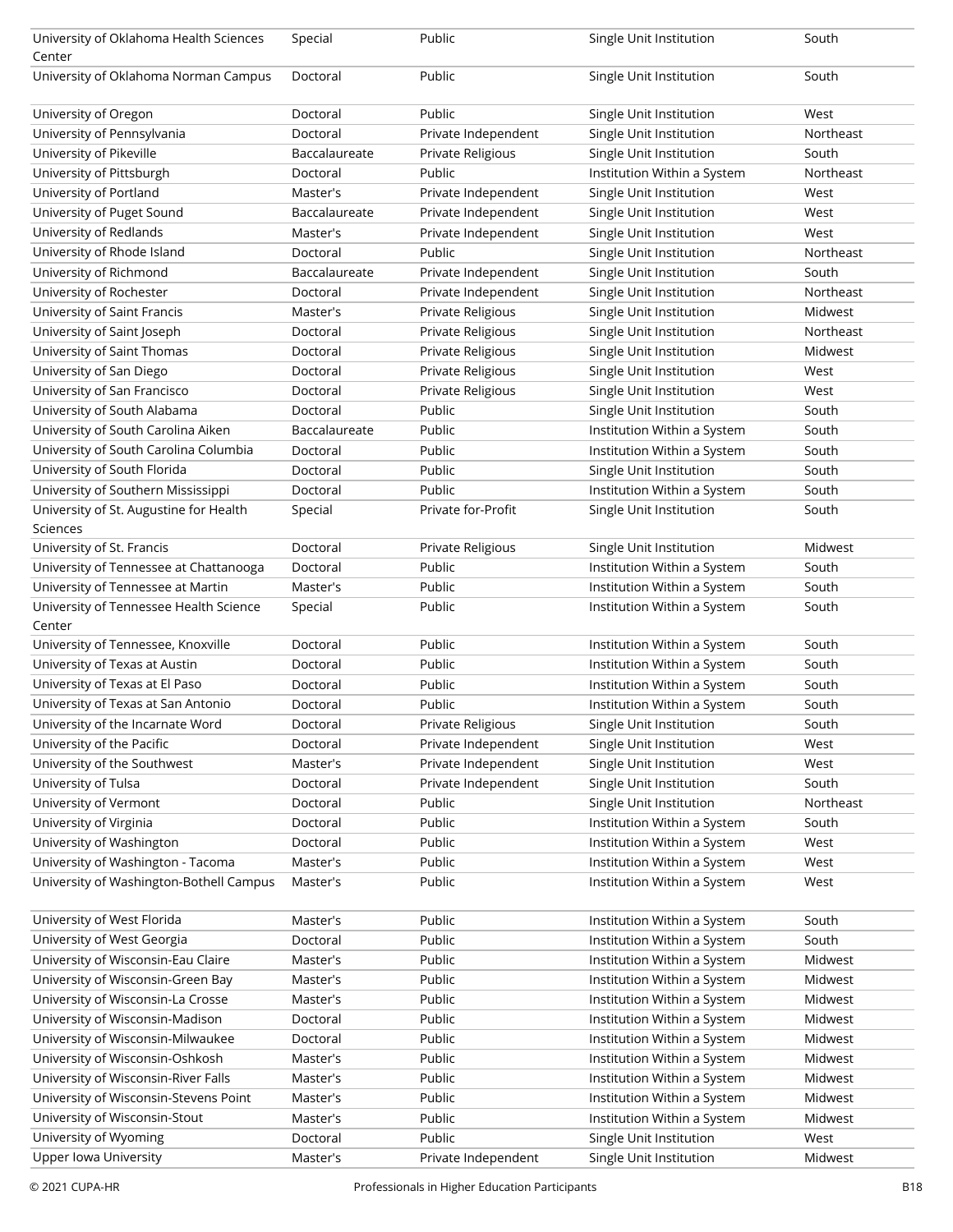| | | | | |
|---|---|---|---|---|
| University of Oklahoma Health Sciences Center | Special | Public | Single Unit Institution | South |
| University of Oklahoma Norman Campus | Doctoral | Public | Single Unit Institution | South |
| University of Oregon | Doctoral | Public | Single Unit Institution | West |
| University of Pennsylvania | Doctoral | Private Independent | Single Unit Institution | Northeast |
| University of Pikeville | Baccalaureate | Private Religious | Single Unit Institution | South |
| University of Pittsburgh | Doctoral | Public | Institution Within a System | Northeast |
| University of Portland | Master's | Private Independent | Single Unit Institution | West |
| University of Puget Sound | Baccalaureate | Private Independent | Single Unit Institution | West |
| University of Redlands | Master's | Private Independent | Single Unit Institution | West |
| University of Rhode Island | Doctoral | Public | Single Unit Institution | Northeast |
| University of Richmond | Baccalaureate | Private Independent | Single Unit Institution | South |
| University of Rochester | Doctoral | Private Independent | Single Unit Institution | Northeast |
| University of Saint Francis | Master's | Private Religious | Single Unit Institution | Midwest |
| University of Saint Joseph | Doctoral | Private Religious | Single Unit Institution | Northeast |
| University of Saint Thomas | Doctoral | Private Religious | Single Unit Institution | Midwest |
| University of San Diego | Doctoral | Private Religious | Single Unit Institution | West |
| University of San Francisco | Doctoral | Private Religious | Single Unit Institution | West |
| University of South Alabama | Doctoral | Public | Single Unit Institution | South |
| University of South Carolina Aiken | Baccalaureate | Public | Institution Within a System | South |
| University of South Carolina Columbia | Doctoral | Public | Institution Within a System | South |
| University of South Florida | Doctoral | Public | Single Unit Institution | South |
| University of Southern Mississippi | Doctoral | Public | Institution Within a System | South |
| University of St. Augustine for Health Sciences | Special | Private for-Profit | Single Unit Institution | South |
| University of St. Francis | Doctoral | Private Religious | Single Unit Institution | Midwest |
| University of Tennessee at Chattanooga | Doctoral | Public | Institution Within a System | South |
| University of Tennessee at Martin | Master's | Public | Institution Within a System | South |
| University of Tennessee Health Science Center | Special | Public | Institution Within a System | South |
| University of Tennessee, Knoxville | Doctoral | Public | Institution Within a System | South |
| University of Texas at Austin | Doctoral | Public | Institution Within a System | South |
| University of Texas at El Paso | Doctoral | Public | Institution Within a System | South |
| University of Texas at San Antonio | Doctoral | Public | Institution Within a System | South |
| University of the Incarnate Word | Doctoral | Private Religious | Single Unit Institution | South |
| University of the Pacific | Doctoral | Private Independent | Single Unit Institution | West |
| University of the Southwest | Master's | Private Independent | Single Unit Institution | West |
| University of Tulsa | Doctoral | Private Independent | Single Unit Institution | South |
| University of Vermont | Doctoral | Public | Single Unit Institution | Northeast |
| University of Virginia | Doctoral | Public | Institution Within a System | South |
| University of Washington | Doctoral | Public | Institution Within a System | West |
| University of Washington - Tacoma | Master's | Public | Institution Within a System | West |
| University of Washington-Bothell Campus | Master's | Public | Institution Within a System | West |
| University of West Florida | Master's | Public | Institution Within a System | South |
| University of West Georgia | Doctoral | Public | Institution Within a System | South |
| University of Wisconsin-Eau Claire | Master's | Public | Institution Within a System | Midwest |
| University of Wisconsin-Green Bay | Master's | Public | Institution Within a System | Midwest |
| University of Wisconsin-La Crosse | Master's | Public | Institution Within a System | Midwest |
| University of Wisconsin-Madison | Doctoral | Public | Institution Within a System | Midwest |
| University of Wisconsin-Milwaukee | Doctoral | Public | Institution Within a System | Midwest |
| University of Wisconsin-Oshkosh | Master's | Public | Institution Within a System | Midwest |
| University of Wisconsin-River Falls | Master's | Public | Institution Within a System | Midwest |
| University of Wisconsin-Stevens Point | Master's | Public | Institution Within a System | Midwest |
| University of Wisconsin-Stout | Master's | Public | Institution Within a System | Midwest |
| University of Wyoming | Doctoral | Public | Single Unit Institution | West |
| Upper Iowa University | Master's | Private Independent | Single Unit Institution | Midwest |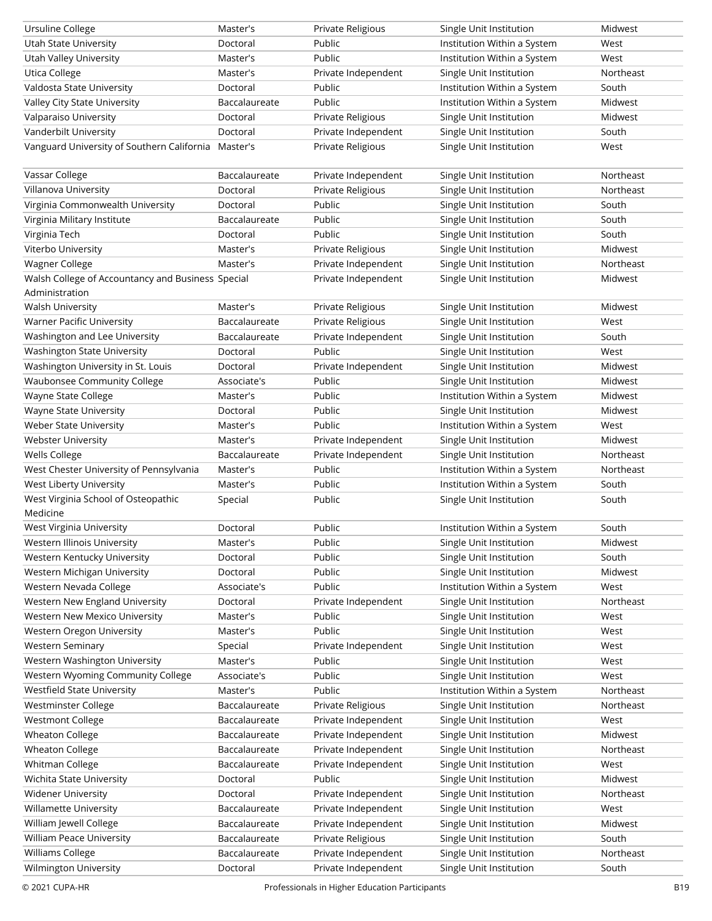| | | | | |
|---|---|---|---|---|
| Ursuline College | Master's | Private Religious | Single Unit Institution | Midwest |
| Utah State University | Doctoral | Public | Institution Within a System | West |
| Utah Valley University | Master's | Public | Institution Within a System | West |
| Utica College | Master's | Private Independent | Single Unit Institution | Northeast |
| Valdosta State University | Doctoral | Public | Institution Within a System | South |
| Valley City State University | Baccalaureate | Public | Institution Within a System | Midwest |
| Valparaiso University | Doctoral | Private Religious | Single Unit Institution | Midwest |
| Vanderbilt University | Doctoral | Private Independent | Single Unit Institution | South |
| Vanguard University of Southern California | Master's | Private Religious | Single Unit Institution | West |
| Vassar College | Baccalaureate | Private Independent | Single Unit Institution | Northeast |
| Villanova University | Doctoral | Private Religious | Single Unit Institution | Northeast |
| Virginia Commonwealth University | Doctoral | Public | Single Unit Institution | South |
| Virginia Military Institute | Baccalaureate | Public | Single Unit Institution | South |
| Virginia Tech | Doctoral | Public | Single Unit Institution | South |
| Viterbo University | Master's | Private Religious | Single Unit Institution | Midwest |
| Wagner College | Master's | Private Independent | Single Unit Institution | Northeast |
| Walsh College of Accountancy and Business Administration | Special | Private Independent | Single Unit Institution | Midwest |
| Walsh University | Master's | Private Religious | Single Unit Institution | Midwest |
| Warner Pacific University | Baccalaureate | Private Religious | Single Unit Institution | West |
| Washington and Lee University | Baccalaureate | Private Independent | Single Unit Institution | South |
| Washington State University | Doctoral | Public | Single Unit Institution | West |
| Washington University in St. Louis | Doctoral | Private Independent | Single Unit Institution | Midwest |
| Waubonsee Community College | Associate's | Public | Single Unit Institution | Midwest |
| Wayne State College | Master's | Public | Institution Within a System | Midwest |
| Wayne State University | Doctoral | Public | Single Unit Institution | Midwest |
| Weber State University | Master's | Public | Institution Within a System | West |
| Webster University | Master's | Private Independent | Single Unit Institution | Midwest |
| Wells College | Baccalaureate | Private Independent | Single Unit Institution | Northeast |
| West Chester University of Pennsylvania | Master's | Public | Institution Within a System | Northeast |
| West Liberty University | Master's | Public | Institution Within a System | South |
| West Virginia School of Osteopathic Medicine | Special | Public | Single Unit Institution | South |
| West Virginia University | Doctoral | Public | Institution Within a System | South |
| Western Illinois University | Master's | Public | Single Unit Institution | Midwest |
| Western Kentucky University | Doctoral | Public | Single Unit Institution | South |
| Western Michigan University | Doctoral | Public | Single Unit Institution | Midwest |
| Western Nevada College | Associate's | Public | Institution Within a System | West |
| Western New England University | Doctoral | Private Independent | Single Unit Institution | Northeast |
| Western New Mexico University | Master's | Public | Single Unit Institution | West |
| Western Oregon University | Master's | Public | Single Unit Institution | West |
| Western Seminary | Special | Private Independent | Single Unit Institution | West |
| Western Washington University | Master's | Public | Single Unit Institution | West |
| Western Wyoming Community College | Associate's | Public | Single Unit Institution | West |
| Westfield State University | Master's | Public | Institution Within a System | Northeast |
| Westminster College | Baccalaureate | Private Religious | Single Unit Institution | Northeast |
| Westmont College | Baccalaureate | Private Independent | Single Unit Institution | West |
| Wheaton College | Baccalaureate | Private Independent | Single Unit Institution | Midwest |
| Wheaton College | Baccalaureate | Private Independent | Single Unit Institution | Northeast |
| Whitman College | Baccalaureate | Private Independent | Single Unit Institution | West |
| Wichita State University | Doctoral | Public | Single Unit Institution | Midwest |
| Widener University | Doctoral | Private Independent | Single Unit Institution | Northeast |
| Willamette University | Baccalaureate | Private Independent | Single Unit Institution | West |
| William Jewell College | Baccalaureate | Private Independent | Single Unit Institution | Midwest |
| William Peace University | Baccalaureate | Private Religious | Single Unit Institution | South |
| Williams College | Baccalaureate | Private Independent | Single Unit Institution | Northeast |
| Wilmington University | Doctoral | Private Independent | Single Unit Institution | South |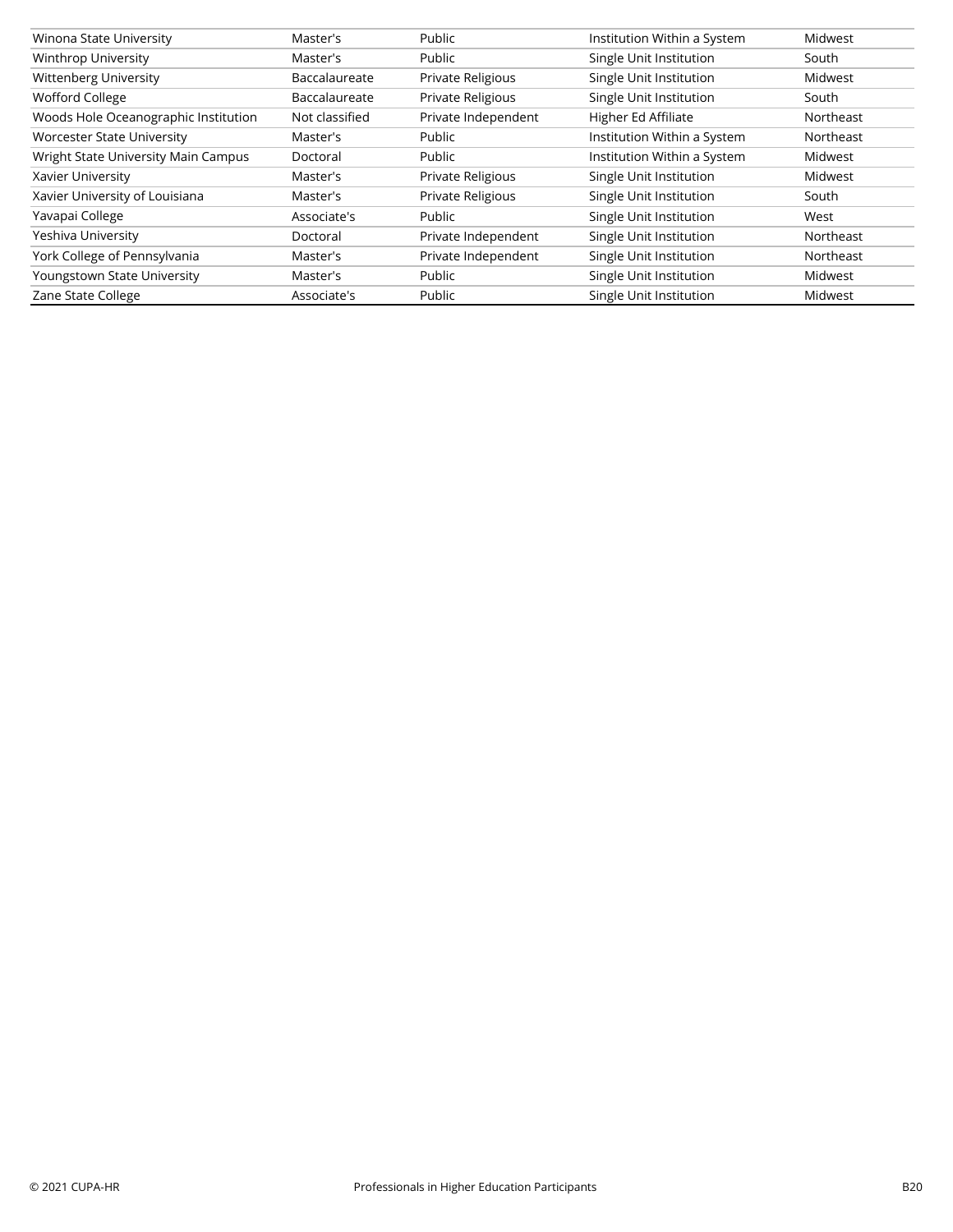| | | | | |
|---|---|---|---|---|
| Winona State University | Master's | Public | Institution Within a System | Midwest |
| Winthrop University | Master's | Public | Single Unit Institution | South |
| Wittenberg University | Baccalaureate | Private Religious | Single Unit Institution | Midwest |
| Wofford College | Baccalaureate | Private Religious | Single Unit Institution | South |
| Woods Hole Oceanographic Institution | Not classified | Private Independent | Higher Ed Affiliate | Northeast |
| Worcester State University | Master's | Public | Institution Within a System | Northeast |
| Wright State University Main Campus | Doctoral | Public | Institution Within a System | Midwest |
| Xavier University | Master's | Private Religious | Single Unit Institution | Midwest |
| Xavier University of Louisiana | Master's | Private Religious | Single Unit Institution | South |
| Yavapai College | Associate's | Public | Single Unit Institution | West |
| Yeshiva University | Doctoral | Private Independent | Single Unit Institution | Northeast |
| York College of Pennsylvania | Master's | Private Independent | Single Unit Institution | Northeast |
| Youngstown State University | Master's | Public | Single Unit Institution | Midwest |
| Zane State College | Associate's | Public | Single Unit Institution | Midwest |